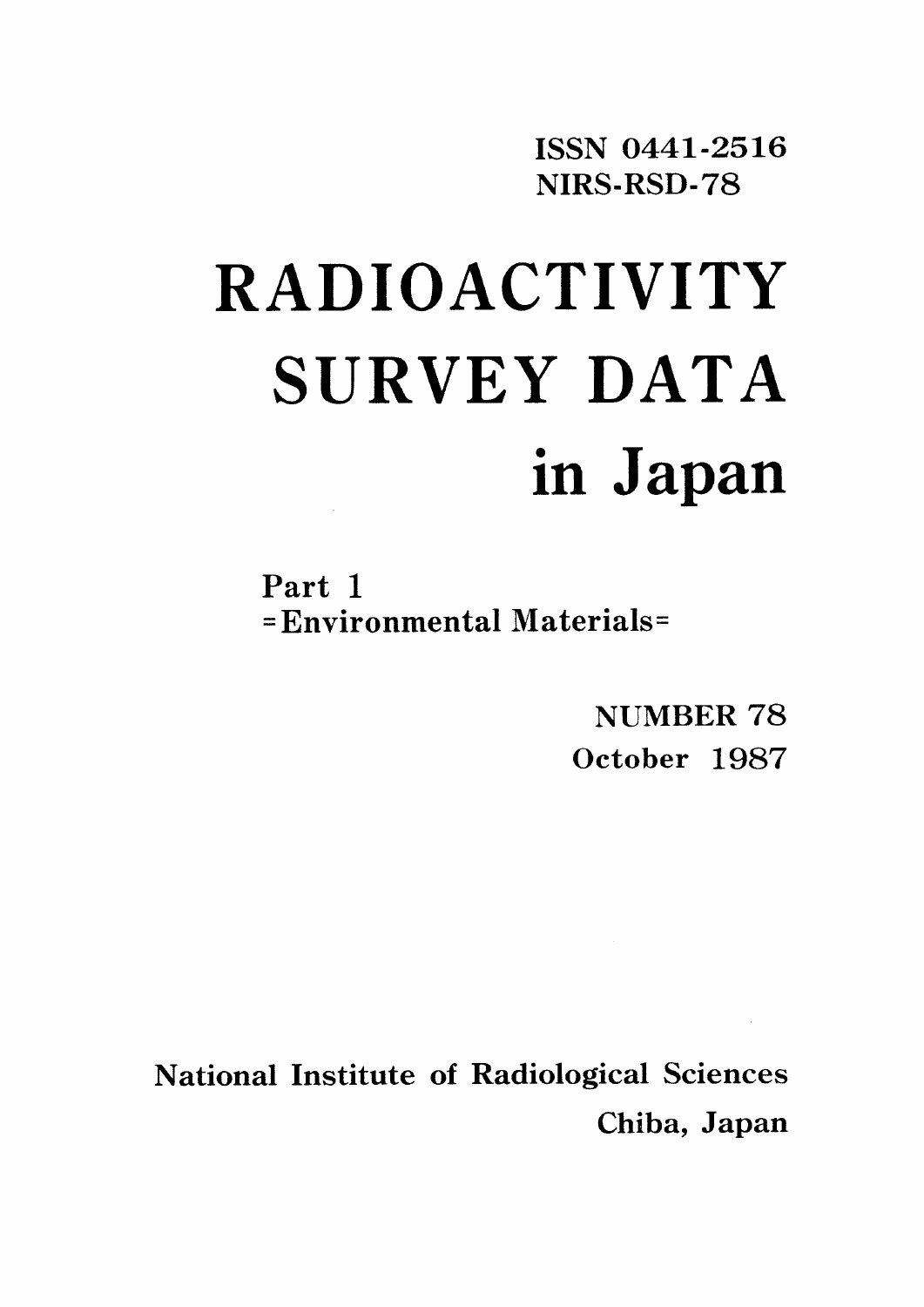ISSN 0441-2516
NIRS-RSD-78

# RADIOACTIVITY SURVEY DATA in Japan

## Part 1
## =Environmental Materials=

NUMBER 78
October 1987

National Institute of Radiological Sciences
Chiba, Japan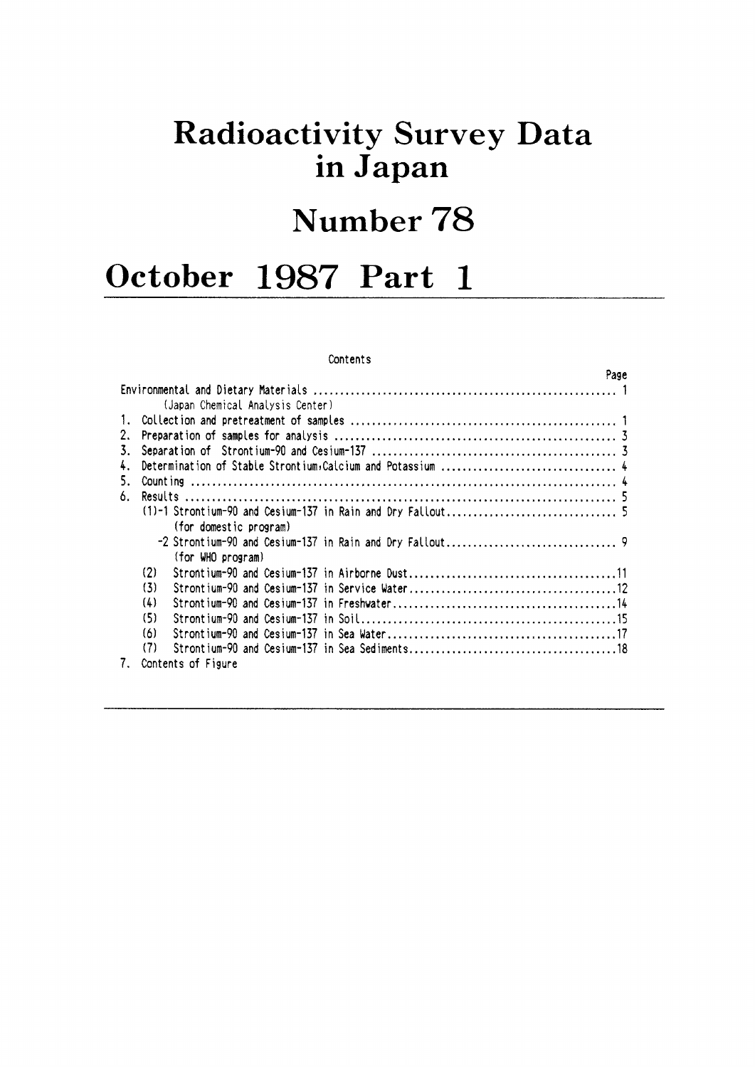# Radioactivity Survey Data in Japan

# Number 78

# October 1987 Part 1

Contents

| | Page |
|---|---|
| Environmental and Dietary Materials | 1 |
| (Japan Chemical Analysis Center) | |
| 1. Collection and pretreatment of samples | 1 |
| 2. Preparation of samples for analysis | 3 |
| 3. Separation of Strontium-90 and Cesium-137 | 3 |
| 4. Determination of Stable Strontium, Calcium and Potassium | 4 |
| 5. Counting | 4 |
| 6. Results | 5 |
| (1)-1 Strontium-90 and Cesium-137 in Rain and Dry Fallout (for domestic program) | 5 |
| -2 Strontium-90 and Cesium-137 in Rain and Dry Fallout (for WHO program) | 9 |
| (2) Strontium-90 and Cesium-137 in Airborne Dust | 11 |
| (3) Strontium-90 and Cesium-137 in Service Water | 12 |
| (4) Strontium-90 and Cesium-137 in Freshwater | 14 |
| (5) Strontium-90 and Cesium-137 in Soil | 15 |
| (6) Strontium-90 and Cesium-137 in Sea Water | 17 |
| (7) Strontium-90 and Cesium-137 in Sea Sediments | 18 |
| 7. Contents of Figure | |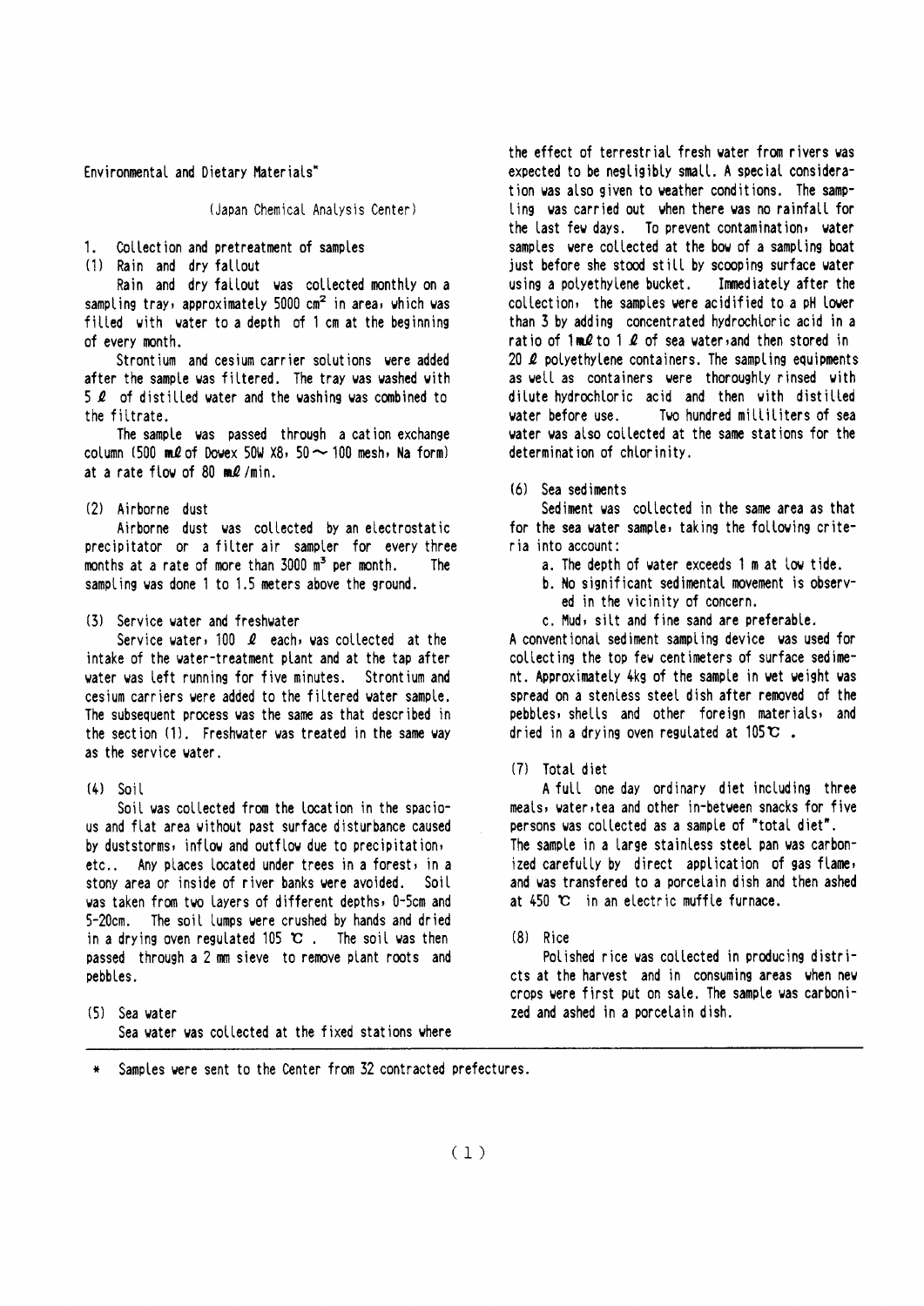Environmental and Dietary Materials*

(Japan Chemical Analysis Center)

1. Collection and pretreatment of samples

(1) Rain and dry fallout

Rain and dry fallout was collected monthly on a sampling tray, approximately 5000 $cm^2$ in area, which was filled with water to a depth of 1 cm at the beginning of every month.

Strontium and cesium carrier solutions were added after the sample was filtered. The tray was washed with 5 ℓ of distilled water and the washing was combined to the filtrate.

The sample was passed through a cation exchange column (500 mℓ of Dowex 50W X8, 50～100 mesh, Na form) at a rate flow of 80 mℓ/min.

(2) Airborne dust

Airborne dust was collected by an electrostatic precipitator or a filter air sampler for every three months at a rate of more than 3000 $m^3$ per month. The sampling was done 1 to 1.5 meters above the ground.

(3) Service water and freshwater

Service water, 100 ℓ each, was collected at the intake of the water-treatment plant and at the tap after water was left running for five minutes. Strontium and cesium carriers were added to the filtered water sample. The subsequent process was the same as that described in the section (1). Freshwater was treated in the same way as the service water.

(4) Soil

Soil was collected from the location in the spacious and flat area without past surface disturbance caused by duststorms, inflow and outflow due to precipitation, etc.. Any places located under trees in a forest, in a stony area or inside of river banks were avoided. Soil was taken from two layers of different depths, 0-5cm and 5-20cm. The soil lumps were crushed by hands and dried in a drying oven regulated 105 ℃. The soil was then passed through a 2 mm sieve to remove plant roots and pebbles.

(5) Sea water

Sea water was collected at the fixed stations where the effect of terrestrial fresh water from rivers was expected to be negligibly small. A special consideration was also given to weather conditions. The sampling was carried out when there was no rainfall for the last few days. To prevent contamination, water samples were collected at the bow of a sampling boat just before she stood still by scooping surface water using a polyethylene bucket. Immediately after the collection, the samples were acidified to a pH lower than 3 by adding concentrated hydrochloric acid in a ratio of 1mℓ to 1 ℓ of sea water, and then stored in 20 ℓ polyethylene containers. The sampling equipments as well as containers were thoroughly rinsed with dilute hydrochloric acid and then with distilled water before use. Two hundred milliliters of sea water was also collected at the same stations for the determination of chlorinity.

(6) Sea sediments

Sediment was collected in the same area as that for the sea water sample, taking the following criteria into account:

a. The depth of water exceeds 1 m at low tide.
b. No significant sedimental movement is observed in the vicinity of concern.
c. Mud, silt and fine sand are preferable.

A conventional sediment sampling device was used for collecting the top few centimeters of surface sediment. Approximately 4kg of the sample in wet weight was spread on a stenless steel dish after removed of the pebbles, shells and other foreign materials, and dried in a drying oven regulated at 105℃.

(7) Total diet

A full one day ordinary diet including three meals, water, tea and other in-between snacks for five persons was collected as a sample of "total diet". The sample in a large stainless steel pan was carbonized carefully by direct application of gas flame, and was transfered to a porcelain dish and then ashed at 450 ℃ in an electric muffle furnace.

(8) Rice

Polished rice was collected in producing districts at the harvest and in consuming areas when new crops were first put on sale. The sample was carbonized and ashed in a porcelain dish.

---

\* Samples were sent to the Center from 32 contracted prefectures.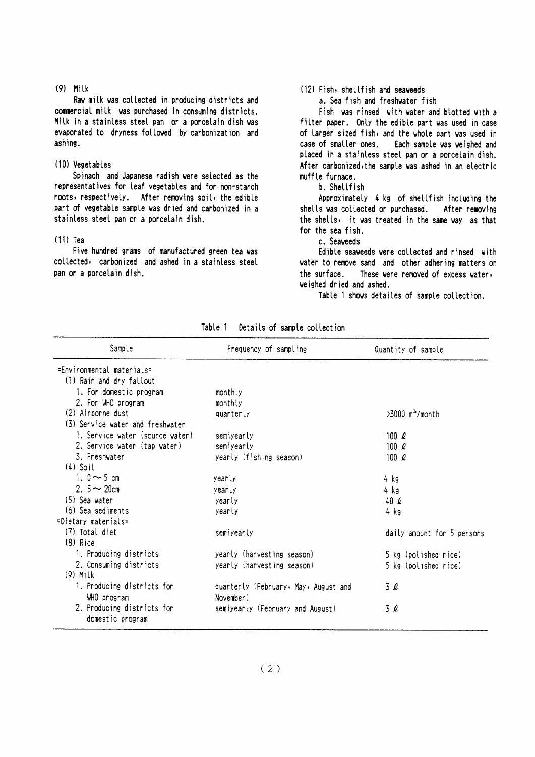(9) Milk

Raw milk was collected in producing districts and commercial milk was purchased in consuming districts. Milk in a stainless steel pan or a porcelain dish was evaporated to dryness followed by carbonization and ashing.

(10) Vegetables

Spinach and Japanese radish were selected as the representatives for leaf vegetables and for non-starch roots, respectively. After removing soil, the edible part of vegetable sample was dried and carbonized in a stainless steel pan or a porcelain dish.

(11) Tea

Five hundred grams of manufactured green tea was collected, carbonized and ashed in a stainless steel pan or a porcelain dish.

(12) Fish, shellfish and seaweeds

a. Sea fish and freshwater fish

Fish was rinsed with water and blotted with a filter paper. Only the edible part was used in case of larger sized fish, and the whole part was used in case of smaller ones. Each sample was weighed and placed in a stainless steel pan or a porcelain dish. After carbonized, the sample was ashed in an electric muffle furnace.

b. Shellfish

Approximately 4 kg of shellfish including the shells was collected or purchased. After removing the shells, it was treated in the same way as that for the sea fish.

c. Seaweeds

Edible seaweeds were collected and rinsed with water to remove sand and other adhering matters on the surface. These were removed of excess water, weighed dried and ashed.

Table 1 shows detailes of sample collection.

Table 1 Details of sample collection

| Sample | Frequency of sampling | Quantity of sample |
|---|---|---|
| =Environmental materials= | | |
| (1) Rain and dry fallout | | |
| 1. For domestic program | monthly | |
| 2. For WHO program | monthly | |
| (2) Airborne dust | quarterly | >3000 $m^3$/month |
| (3) Service water and freshwater | | |
| 1. Service water (source water) | semiyearly | 100 ℓ |
| 2. Service water (tap water) | semiyearly | 100 ℓ |
| 3. Freshwater | yearly (fishing season) | 100 ℓ |
| (4) Soil | | |
| 1. 0～5 cm | yearly | 4 kg |
| 2. 5～20cm | yearly | 4 kg |
| (5) Sea water | yearly | 40 ℓ |
| (6) Sea sediments | yearly | 4 kg |
| =Dietary materials= | | |
| (7) Total diet | semiyearly | daily amount for 5 persons |
| (8) Rice | | |
| 1. Producing districts | yearly (harvesting season) | 5 kg (polished rice) |
| 2. Consuming districts | yearly (harvesting season) | 5 kg (polished rice) |
| (9) Milk | | |
| 1. Producing districts for WHO program | quarterly (February, May, August and November) | 3 ℓ |
| 2. Producing districts for domestic program | semiyearly (February and August) | 3 ℓ |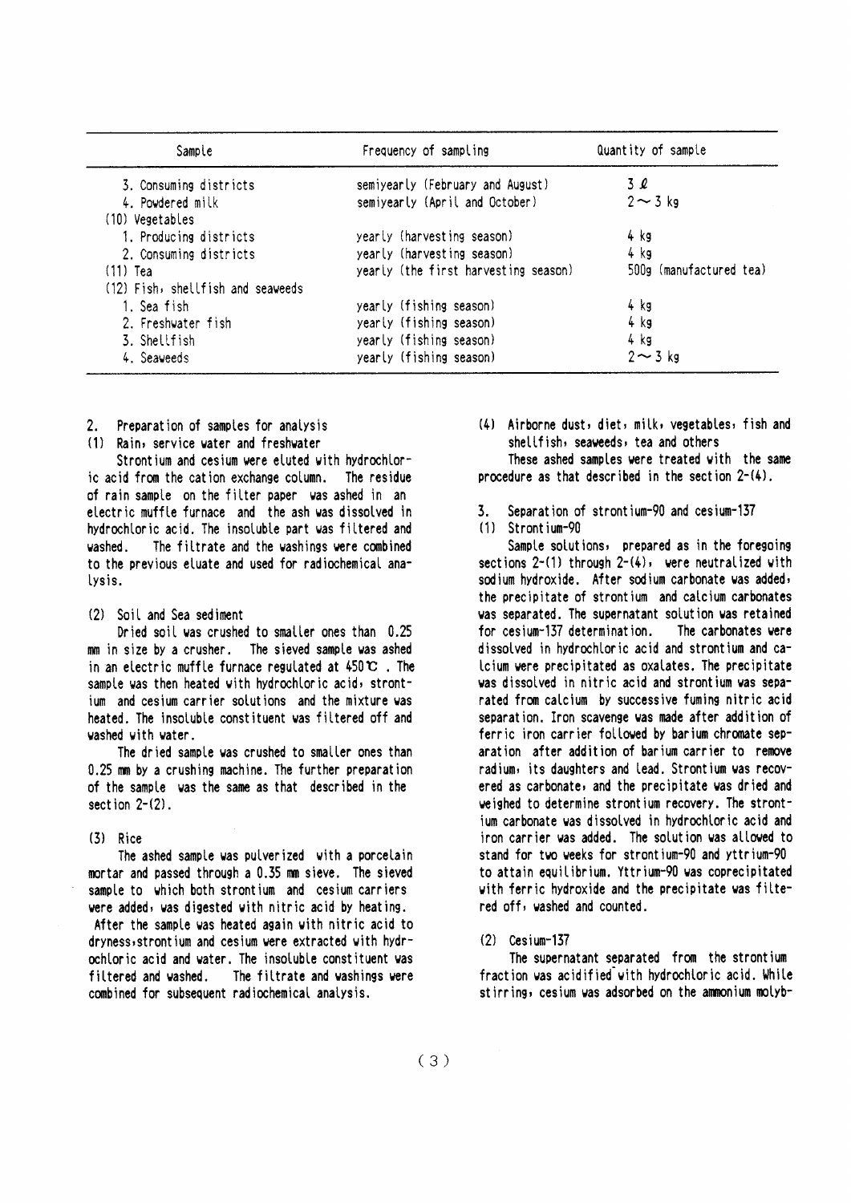| Sample | Frequency of sampling | Quantity of sample |
|---|---|---|
| 3. Consuming districts | semiyearly (February and August) | 3 ℓ |
| 4. Powdered milk | semiyearly (April and October) | 2～3 kg |
| (10) Vegetables | | |
| 1. Producing districts | yearly (harvesting season) | 4 kg |
| 2. Consuming districts | yearly (harvesting season) | 4 kg |
| (11) Tea | yearly (the first harvesting season) | 500g (manufactured tea) |
| (12) Fish, shellfish and seaweeds | | |
| 1. Sea fish | yearly (fishing season) | 4 kg |
| 2. Freshwater fish | yearly (fishing season) | 4 kg |
| 3. Shellfish | yearly (fishing season) | 4 kg |
| 4. Seaweeds | yearly (fishing season) | 2～3 kg |

## 2. Preparation of samples for analysis

### (1) Rain, service water and freshwater

Strontium and cesium were eluted with hydrochloric acid from the cation exchange column. The residue of rain sample on the filter paper was ashed in an electric muffle furnace and the ash was dissolved in hydrochloric acid. The insoluble part was filtered and washed. The filtrate and the washings were combined to the previous eluate and used for radiochemical analysis.

### (2) Soil and Sea sediment

Dried soil was crushed to smaller ones than 0.25 mm in size by a crusher. The sieved sample was ashed in an electric muffle furnace regulated at 450℃. The sample was then heated with hydrochloric acid, strontium and cesium carrier solutions and the mixture was heated. The insoluble constituent was filtered off and washed with water.

The dried sample was crushed to smaller ones than 0.25 mm by a crushing machine. The further preparation of the sample was the same as that described in the section 2-(2).

### (3) Rice

The ashed sample was pulverized with a porcelain mortar and passed through a 0.35 mm sieve. The sieved sample to which both strontium and cesium carriers were added, was digested with nitric acid by heating. After the sample was heated again with nitric acid to dryness, strontium and cesium were extracted with hydrochloric acid and water. The insoluble constituent was filtered and washed. The filtrate and washings were combined for subsequent radiochemical analysis.

### (4) Airborne dust, diet, milk, vegetables, fish and shellfish, seaweeds, tea and others

These ashed samples were treated with the same procedure as that described in the section 2-(4).

## 3. Separation of strontium-90 and cesium-137

### (1) Strontium-90

Sample solutions, prepared as in the foregoing sections 2-(1) through 2-(4), were neutralized with sodium hydroxide. After sodium carbonate was added, the precipitate of strontium and calcium carbonates was separated. The supernatant solution was retained for cesium-137 determination. The carbonates were dissolved in hydrochloric acid and strontium and calcium were precipitated as oxalates. The precipitate was dissolved in nitric acid and strontium was separated from calcium by successive fuming nitric acid separation. Iron scavenge was made after addition of ferric iron carrier followed by barium chromate separation after addition of barium carrier to remove radium, its daughters and lead. Strontium was recovered as carbonate, and the precipitate was dried and weighed to determine strontium recovery. The strontium carbonate was dissolved in hydrochloric acid and iron carrier was added. The solution was allowed to stand for two weeks for strontium-90 and yttrium-90 to attain equilibrium. Yttrium-90 was coprecipitated with ferric hydroxide and the precipitate was filtered off, washed and counted.

### (2) Cesium-137

The supernatant separated from the strontium fraction was acidified with hydrochloric acid. While stirring, cesium was adsorbed on the ammonium molyb-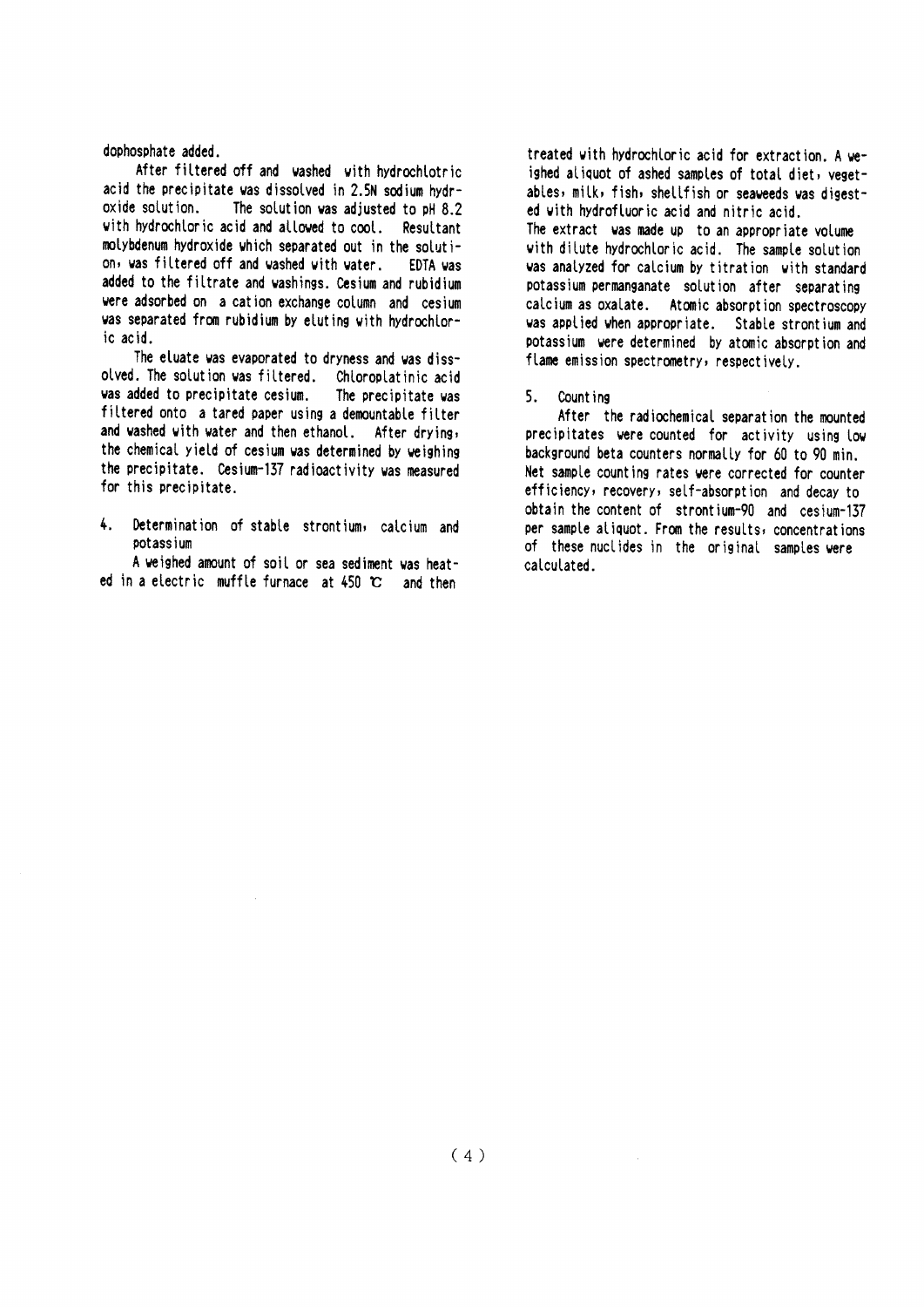dophosphate added.

After filtered off and washed with hydrochlotric acid the precipitate was dissolved in 2.5N sodium hydroxide solution. The solution was adjusted to pH 8.2 with hydrochloric acid and allowed to cool. Resultant molybdenum hydroxide which separated out in the solution, was filtered off and washed with water. EDTA was added to the filtrate and washings. Cesium and rubidium were adsorbed on a cation exchange column and cesium was separated from rubidium by eluting with hydrochloric acid.

The eluate was evaporated to dryness and was dissolved. The solution was filtered. Chloroplatinic acid was added to precipitate cesium. The precipitate was filtered onto a tared paper using a demountable filter and washed with water and then ethanol. After drying, the chemical yield of cesium was determined by weighing the precipitate. Cesium-137 radioactivity was measured for this precipitate.

## 4. Determination of stable strontium, calcium and potassium

A weighed amount of soil or sea sediment was heated in a electric muffle furnace at 450 ℃ and then treated with hydrochloric acid for extraction. A weighed aliquot of ashed samples of total diet, vegetables, milk, fish, shellfish or seaweeds was digested with hydrofluoric acid and nitric acid.

The extract was made up to an appropriate volume with dilute hydrochloric acid. The sample solution was analyzed for calcium by titration with standard potassium permanganate solution after separating calcium as oxalate. Atomic absorption spectroscopy was applied when appropriate. Stable strontium and potassium were determined by atomic absorption and flame emission spectrometry, respectively.

## 5. Counting

After the radiochemical separation the mounted precipitates were counted for activity using low background beta counters normally for 60 to 90 min. Net sample counting rates were corrected for counter efficiency, recovery, self-absorption and decay to obtain the content of strontium-90 and cesium-137 per sample aliquot. From the results, concentrations of these nuclides in the original samples were calculated.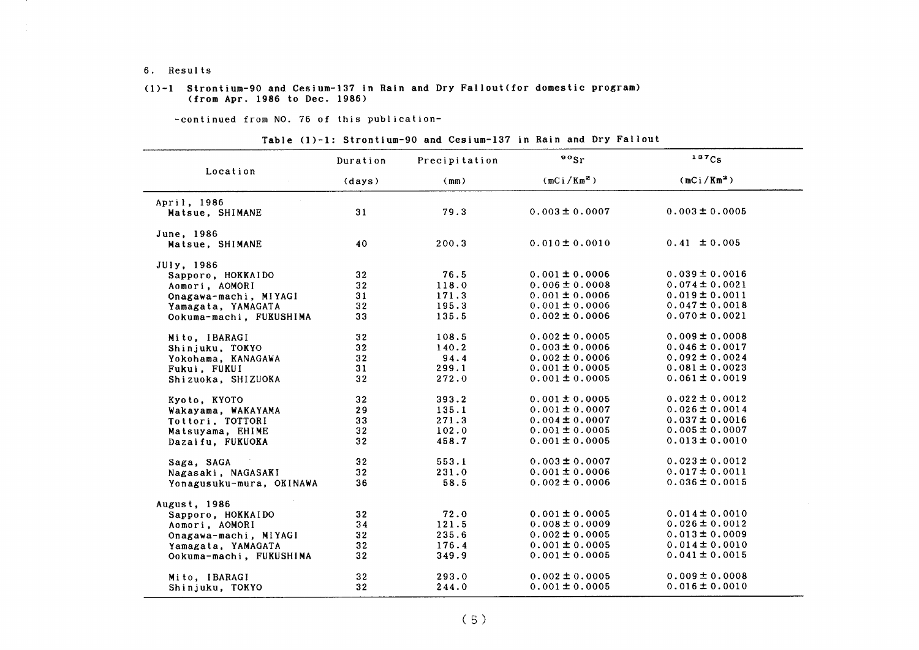6. Results

(1)-1 Strontium-90 and Cesium-137 in Rain and Dry Fallout(for domestic program) (from Apr. 1986 to Dec. 1986)

-continued from NO. 76 of this publication-

Table (1)-1: Strontium-90 and Cesium-137 in Rain and Dry Fallout

| Location | Duration (days) | Precipitation (mm) | $^{90}Sr$ ($mCi/Km^2$) | $^{137}Cs$ ($mCi/Km^2$) |
|---|---|---|---|---|
| April, 1986 | | | | |
| Matsue, SHIMANE | 31 | 79.3 | 0.003 ± 0.0007 | 0.003 ± 0.0005 |
| June, 1986 | | | | |
| Matsue, SHIMANE | 40 | 200.3 | 0.010 ± 0.0010 | 0.41 ± 0.005 |
| JUly, 1986 | | | | |
| Sapporo, HOKKAIDO | 32 | 76.5 | 0.001 ± 0.0006 | 0.039 ± 0.0016 |
| Aomori, AOMORI | 32 | 118.0 | 0.006 ± 0.0008 | 0.074 ± 0.0021 |
| Onagawa-machi, MIYAGI | 31 | 171.3 | 0.001 ± 0.0006 | 0.019 ± 0.0011 |
| Yamagata, YAMAGATA | 32 | 195.3 | 0.001 ± 0.0006 | 0.047 ± 0.0018 |
| Ookuma-machi, FUKUSHIMA | 33 | 135.5 | 0.002 ± 0.0006 | 0.070 ± 0.0021 |
| Mito, IBARAGI | 32 | 108.5 | 0.002 ± 0.0005 | 0.009 ± 0.0008 |
| Shinjuku, TOKYO | 32 | 140.2 | 0.003 ± 0.0006 | 0.046 ± 0.0017 |
| Yokohama, KANAGAWA | 32 | 94.4 | 0.002 ± 0.0006 | 0.092 ± 0.0024 |
| Fukui, FUKUI | 31 | 299.1 | 0.001 ± 0.0005 | 0.081 ± 0.0023 |
| Shizuoka, SHIZUOKA | 32 | 272.0 | 0.001 ± 0.0005 | 0.061 ± 0.0019 |
| Kyoto, KYOTO | 32 | 393.2 | 0.001 ± 0.0005 | 0.022 ± 0.0012 |
| Wakayama, WAKAYAMA | 29 | 135.1 | 0.001 ± 0.0007 | 0.026 ± 0.0014 |
| Tottori, TOTTORI | 33 | 271.3 | 0.004 ± 0.0007 | 0.037 ± 0.0016 |
| Matsuyama, EHIME | 32 | 102.0 | 0.001 ± 0.0005 | 0.005 ± 0.0007 |
| Dazaifu, FUKUOKA | 32 | 458.7 | 0.001 ± 0.0005 | 0.013 ± 0.0010 |
| Saga, SAGA | 32 | 553.1 | 0.003 ± 0.0007 | 0.023 ± 0.0012 |
| Nagasaki, NAGASAKI | 32 | 231.0 | 0.001 ± 0.0006 | 0.017 ± 0.0011 |
| Yonagusuku-mura, OKINAWA | 36 | 58.5 | 0.002 ± 0.0006 | 0.036 ± 0.0015 |
| August, 1986 | | | | |
| Sapporo, HOKKAIDO | 32 | 72.0 | 0.001 ± 0.0005 | 0.014 ± 0.0010 |
| Aomori, AOMORI | 34 | 121.5 | 0.008 ± 0.0009 | 0.026 ± 0.0012 |
| Onagawa-machi, MIYAGI | 32 | 235.6 | 0.002 ± 0.0005 | 0.013 ± 0.0009 |
| Yamagata, YAMAGATA | 32 | 176.4 | 0.001 ± 0.0005 | 0.014 ± 0.0010 |
| Ookuma-machi, FUKUSHIMA | 32 | 349.9 | 0.001 ± 0.0005 | 0.041 ± 0.0015 |
| Mito, IBARAGI | 32 | 293.0 | 0.002 ± 0.0005 | 0.009 ± 0.0008 |
| Shinjuku, TOKYO | 32 | 244.0 | 0.001 ± 0.0005 | 0.016 ± 0.0010 |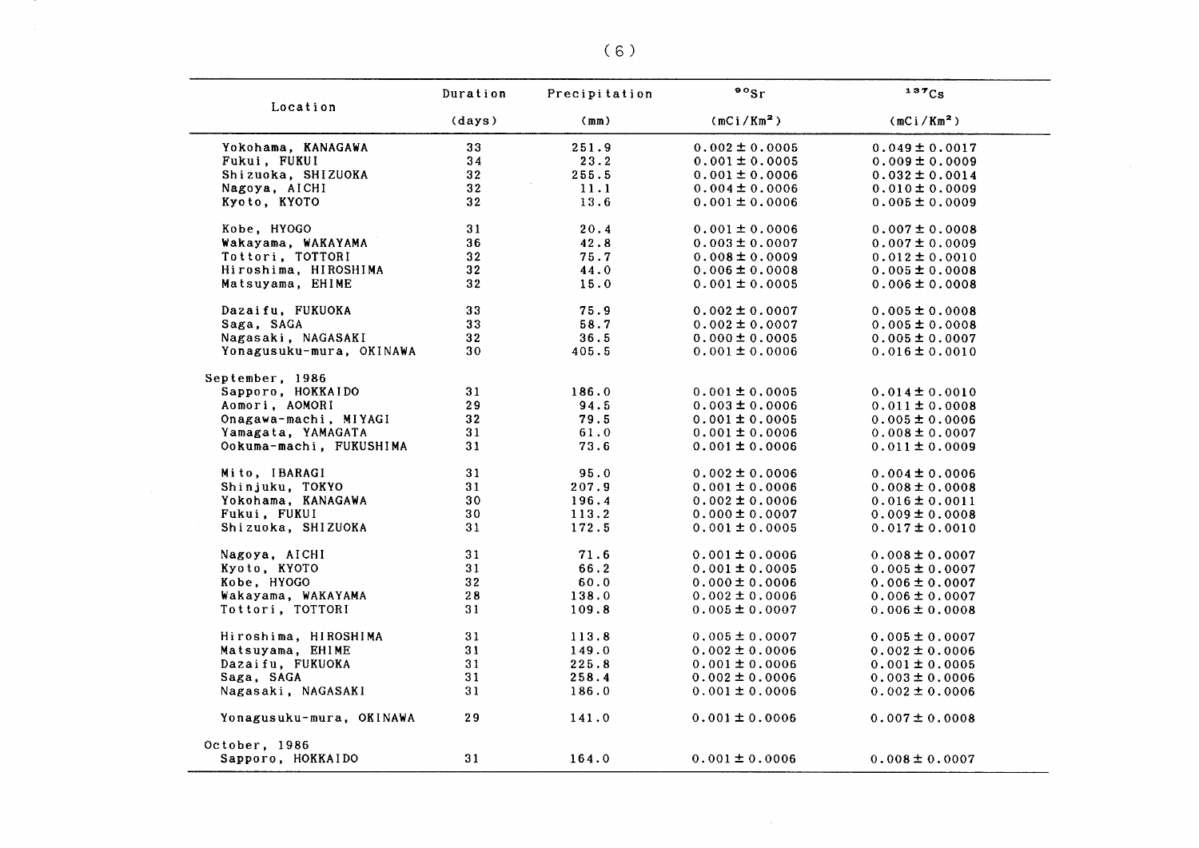| Location | Duration (days) | Precipitation (mm) | $^{90}Sr$ ($mCi/Km^2$) | $^{137}Cs$ ($mCi/Km^2$) |
|---|---|---|---|---|
| Yokohama, KANAGAWA | 33 | 251.9 | 0.002 ± 0.0005 | 0.049 ± 0.0017 |
| Fukui, FUKUI | 34 | 23.2 | 0.001 ± 0.0005 | 0.009 ± 0.0009 |
| Shizuoka, SHIZUOKA | 32 | 255.5 | 0.001 ± 0.0006 | 0.032 ± 0.0014 |
| Nagoya, AICHI | 32 | 11.1 | 0.004 ± 0.0006 | 0.010 ± 0.0009 |
| Kyoto, KYOTO | 32 | 13.6 | 0.001 ± 0.0006 | 0.005 ± 0.0009 |
| Kobe, HYOGO | 31 | 20.4 | 0.001 ± 0.0006 | 0.007 ± 0.0008 |
| Wakayama, WAKAYAMA | 36 | 42.8 | 0.003 ± 0.0007 | 0.007 ± 0.0009 |
| Tottori, TOTTORI | 32 | 75.7 | 0.008 ± 0.0009 | 0.012 ± 0.0010 |
| Hiroshima, HIROSHIMA | 32 | 44.0 | 0.006 ± 0.0008 | 0.005 ± 0.0008 |
| Matsuyama, EHIME | 32 | 15.0 | 0.001 ± 0.0005 | 0.006 ± 0.0008 |
| Dazaifu, FUKUOKA | 33 | 75.9 | 0.002 ± 0.0007 | 0.005 ± 0.0008 |
| Saga, SAGA | 33 | 58.7 | 0.002 ± 0.0007 | 0.005 ± 0.0008 |
| Nagasaki, NAGASAKI | 32 | 36.5 | 0.000 ± 0.0005 | 0.005 ± 0.0007 |
| Yonagusuku-mura, OKINAWA | 30 | 405.5 | 0.001 ± 0.0006 | 0.016 ± 0.0010 |
| September, 1986 | | | | |
| Sapporo, HOKKAIDO | 31 | 186.0 | 0.001 ± 0.0005 | 0.014 ± 0.0010 |
| Aomori, AOMORI | 29 | 94.5 | 0.003 ± 0.0006 | 0.011 ± 0.0008 |
| Onagawa-machi, MIYAGI | 32 | 79.5 | 0.001 ± 0.0005 | 0.005 ± 0.0006 |
| Yamagata, YAMAGATA | 31 | 61.0 | 0.001 ± 0.0006 | 0.008 ± 0.0007 |
| Ookuma-machi, FUKUSHIMA | 31 | 73.6 | 0.001 ± 0.0006 | 0.011 ± 0.0009 |
| Mito, IBARAGI | 31 | 95.0 | 0.002 ± 0.0006 | 0.004 ± 0.0006 |
| Shinjuku, TOKYO | 31 | 207.9 | 0.001 ± 0.0006 | 0.008 ± 0.0008 |
| Yokohama, KANAGAWA | 30 | 196.4 | 0.002 ± 0.0006 | 0.016 ± 0.0011 |
| Fukui, FUKUI | 30 | 113.2 | 0.000 ± 0.0007 | 0.009 ± 0.0008 |
| Shizuoka, SHIZUOKA | 31 | 172.5 | 0.001 ± 0.0005 | 0.017 ± 0.0010 |
| Nagoya, AICHI | 31 | 71.6 | 0.001 ± 0.0006 | 0.008 ± 0.0007 |
| Kyoto, KYOTO | 31 | 66.2 | 0.001 ± 0.0005 | 0.005 ± 0.0007 |
| Kobe, HYOGO | 32 | 60.0 | 0.000 ± 0.0006 | 0.006 ± 0.0007 |
| Wakayama, WAKAYAMA | 28 | 138.0 | 0.002 ± 0.0006 | 0.006 ± 0.0007 |
| Tottori, TOTTORI | 31 | 109.8 | 0.005 ± 0.0007 | 0.006 ± 0.0008 |
| Hiroshima, HIROSHIMA | 31 | 113.8 | 0.005 ± 0.0007 | 0.005 ± 0.0007 |
| Matsuyama, EHIME | 31 | 149.0 | 0.002 ± 0.0006 | 0.002 ± 0.0006 |
| Dazaifu, FUKUOKA | 31 | 225.8 | 0.001 ± 0.0006 | 0.001 ± 0.0005 |
| Saga, SAGA | 31 | 258.4 | 0.002 ± 0.0006 | 0.003 ± 0.0006 |
| Nagasaki, NAGASAKI | 31 | 186.0 | 0.001 ± 0.0006 | 0.002 ± 0.0006 |
| Yonagusuku-mura, OKINAWA | 29 | 141.0 | 0.001 ± 0.0006 | 0.007 ± 0.0008 |
| October, 1986 | | | | |
| Sapporo, HOKKAIDO | 31 | 164.0 | 0.001 ± 0.0006 | 0.008 ± 0.0007 |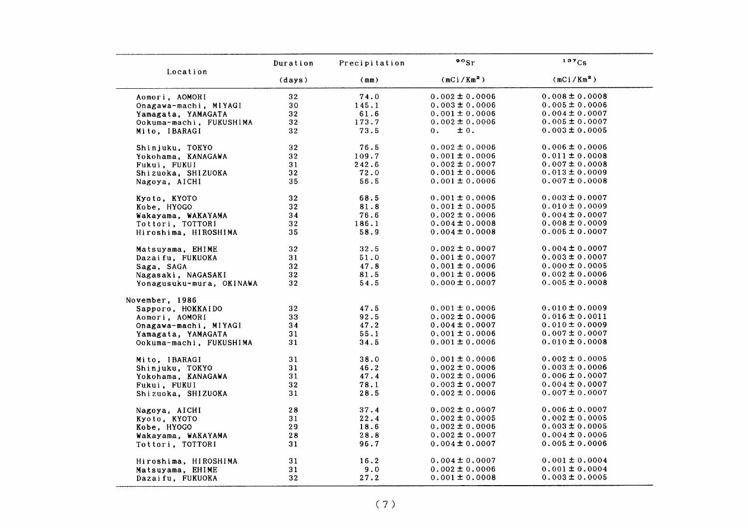| Location | Duration (days) | Precipitation (mm) | $^{90}Sr$ (mCi/Km$^2$) | $^{137}Cs$ (mCi/Km$^2$) |
|---|---|---|---|---|
| Aomori, AOMORI | 32 | 74.0 | 0.002 ± 0.0006 | 0.008 ± 0.0008 |
| Onagawa-machi, MIYAGI | 30 | 145.1 | 0.003 ± 0.0006 | 0.005 ± 0.0006 |
| Yamagata, YAMAGATA | 32 | 61.6 | 0.001 ± 0.0006 | 0.004 ± 0.0007 |
| Ookuma-machi, FUKUSHIMA | 32 | 173.7 | 0.002 ± 0.0006 | 0.005 ± 0.0007 |
| Mito, IBARAGI | 32 | 73.5 | 0. ± 0. | 0.003 ± 0.0005 |
| Shinjuku, TOKYO | 32 | 76.5 | 0.002 ± 0.0006 | 0.006 ± 0.0006 |
| Yokohama, KANAGAWA | 32 | 109.7 | 0.001 ± 0.0006 | 0.011 ± 0.0008 |
| Fukui, FUKUI | 31 | 242.6 | 0.002 ± 0.0007 | 0.007 ± 0.0008 |
| Shizuoka, SHIZUOKA | 32 | 72.0 | 0.001 ± 0.0006 | 0.013 ± 0.0009 |
| Nagoya, AICHI | 35 | 56.5 | 0.001 ± 0.0006 | 0.007 ± 0.0008 |
| Kyoto, KYOTO | 32 | 68.5 | 0.001 ± 0.0006 | 0.003 ± 0.0007 |
| Kobe, HYOGO | 32 | 81.8 | 0.001 ± 0.0005 | 0.010 ± 0.0009 |
| Wakayama, WAKAYAMA | 34 | 76.6 | 0.002 ± 0.0006 | 0.004 ± 0.0007 |
| Tottori, TOTTORI | 32 | 186.1 | 0.004 ± 0.0008 | 0.008 ± 0.0009 |
| Hiroshima, HIROSHIMA | 35 | 58.9 | 0.004 ± 0.0008 | 0.005 ± 0.0007 |
| Matsuyama, EHIME | 32 | 32.5 | 0.002 ± 0.0007 | 0.004 ± 0.0007 |
| Dazaifu, FUKUOKA | 31 | 51.0 | 0.001 ± 0.0007 | 0.003 ± 0.0007 |
| Saga, SAGA | 32 | 47.8 | 0.001 ± 0.0006 | 0.000 ± 0.0005 |
| Nagasaki, NAGASAKI | 32 | 81.5 | 0.001 ± 0.0006 | 0.002 ± 0.0006 |
| Yonagusuku-mura, OKINAWA | 32 | 54.5 | 0.000 ± 0.0007 | 0.005 ± 0.0008 |
| November, 1986 | | | | |
| Sapporo, HOKKAIDO | 32 | 47.5 | 0.001 ± 0.0006 | 0.010 ± 0.0009 |
| Aomori, AOMORI | 33 | 92.5 | 0.002 ± 0.0006 | 0.016 ± 0.0011 |
| Onagawa-machi, MIYAGI | 34 | 47.2 | 0.004 ± 0.0007 | 0.010 ± 0.0009 |
| Yamagata, YAMAGATA | 31 | 55.1 | 0.001 ± 0.0006 | 0.007 ± 0.0007 |
| Ookuma-machi, FUKUSHIMA | 31 | 34.5 | 0.001 ± 0.0006 | 0.010 ± 0.0008 |
| Mito, IBARAGI | 31 | 38.0 | 0.001 ± 0.0006 | 0.002 ± 0.0005 |
| Shinjuku, TOKYO | 31 | 46.2 | 0.002 ± 0.0006 | 0.003 ± 0.0006 |
| Yokohama, KANAGAWA | 31 | 47.4 | 0.002 ± 0.0006 | 0.006 ± 0.0007 |
| Fukui, FUKUI | 32 | 78.1 | 0.003 ± 0.0007 | 0.004 ± 0.0007 |
| Shizuoka, SHIZUOKA | 31 | 28.5 | 0.002 ± 0.0006 | 0.007 ± 0.0007 |
| Nagoya, AICHI | 28 | 37.4 | 0.002 ± 0.0007 | 0.006 ± 0.0007 |
| Kyoto, KYOTO | 31 | 22.4 | 0.002 ± 0.0005 | 0.002 ± 0.0005 |
| Kobe, HYOGO | 29 | 18.6 | 0.002 ± 0.0006 | 0.003 ± 0.0005 |
| Wakayama, WAKAYAMA | 28 | 28.8 | 0.002 ± 0.0007 | 0.004 ± 0.0006 |
| Tottori, TOTTORI | 31 | 96.7 | 0.004 ± 0.0007 | 0.005 ± 0.0006 |
| Hiroshima, HIROSHIMA | 31 | 16.2 | 0.004 ± 0.0007 | 0.001 ± 0.0004 |
| Matsuyama, EHIME | 31 | 9.0 | 0.002 ± 0.0006 | 0.001 ± 0.0004 |
| Dazaifu, FUKUOKA | 32 | 27.2 | 0.001 ± 0.0008 | 0.003 ± 0.0005 |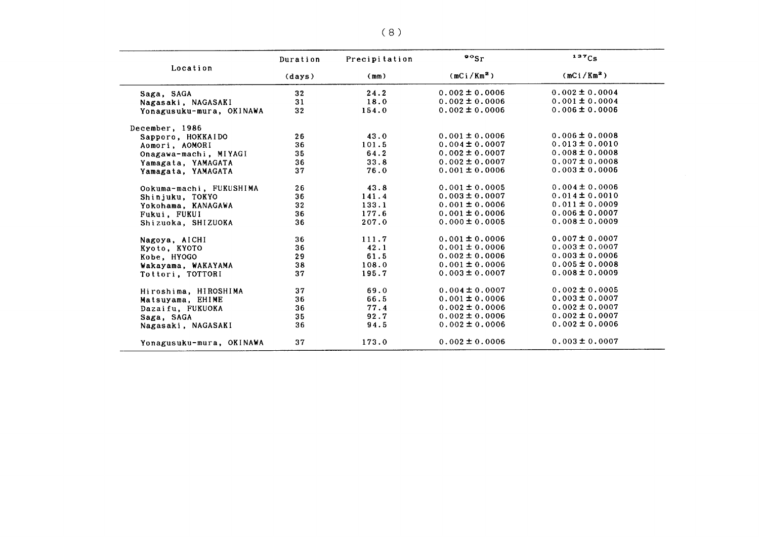| Location | Duration (days) | Precipitation (mm) | $^{90}Sr$ ($mCi/Km^2$) | $^{137}Cs$ ($mCi/Km^2$) |
|---|---|---|---|---|
| Saga, SAGA | 32 | 24.2 | $0.002 \pm 0.0006$ | $0.002 \pm 0.0004$ |
| Nagasaki, NAGASAKI | 31 | 18.0 | $0.002 \pm 0.0006$ | $0.001 \pm 0.0004$ |
| Yonagusuku-mura, OKINAWA | 32 | 154.0 | $0.002 \pm 0.0006$ | $0.006 \pm 0.0006$ |
| December, 1986 | | | | |
| Sapporo, HOKKAIDO | 26 | 43.0 | $0.001 \pm 0.0006$ | $0.006 \pm 0.0008$ |
| Aomori, AOMORI | 36 | 101.5 | $0.004 \pm 0.0007$ | $0.013 \pm 0.0010$ |
| Onagawa-machi, MIYAGI | 35 | 64.2 | $0.002 \pm 0.0007$ | $0.008 \pm 0.0008$ |
| Yamagata, YAMAGATA | 36 | 33.8 | $0.002 \pm 0.0007$ | $0.007 \pm 0.0008$ |
| Yamagata, YAMAGATA | 37 | 76.0 | $0.001 \pm 0.0006$ | $0.003 \pm 0.0006$ |
| Ookuma-machi, FUKUSHIMA | 26 | 43.8 | $0.001 \pm 0.0005$ | $0.004 \pm 0.0006$ |
| Shinjuku, TOKYO | 36 | 141.4 | $0.003 \pm 0.0007$ | $0.014 \pm 0.0010$ |
| Yokohama, KANAGAWA | 32 | 133.1 | $0.001 \pm 0.0006$ | $0.011 \pm 0.0009$ |
| Fukui, FUKUI | 36 | 177.6 | $0.001 \pm 0.0006$ | $0.006 \pm 0.0007$ |
| Shizuoka, SHIZUOKA | 36 | 207.0 | $0.000 \pm 0.0005$ | $0.008 \pm 0.0009$ |
| Nagoya, AICHI | 36 | 111.7 | $0.001 \pm 0.0006$ | $0.007 \pm 0.0007$ |
| Kyoto, KYOTO | 36 | 42.1 | $0.001 \pm 0.0006$ | $0.003 \pm 0.0007$ |
| Kobe, HYOGO | 29 | 61.5 | $0.002 \pm 0.0006$ | $0.003 \pm 0.0006$ |
| Wakayama, WAKAYAMA | 38 | 108.0 | $0.001 \pm 0.0006$ | $0.005 \pm 0.0008$ |
| Tottori, TOTTORI | 37 | 195.7 | $0.003 \pm 0.0007$ | $0.008 \pm 0.0009$ |
| Hiroshima, HIROSHIMA | 37 | 69.0 | $0.004 \pm 0.0007$ | $0.002 \pm 0.0005$ |
| Matsuyama, EHIME | 36 | 66.5 | $0.001 \pm 0.0006$ | $0.003 \pm 0.0007$ |
| Dazaifu, FUKUOKA | 36 | 77.4 | $0.002 \pm 0.0006$ | $0.002 \pm 0.0007$ |
| Saga, SAGA | 35 | 92.7 | $0.002 \pm 0.0006$ | $0.002 \pm 0.0007$ |
| Nagasaki, NAGASAKI | 36 | 94.5 | $0.002 \pm 0.0006$ | $0.002 \pm 0.0006$ |
| Yonagusuku-mura, OKINAWA | 37 | 173.0 | $0.002 \pm 0.0006$ | $0.003 \pm 0.0007$ |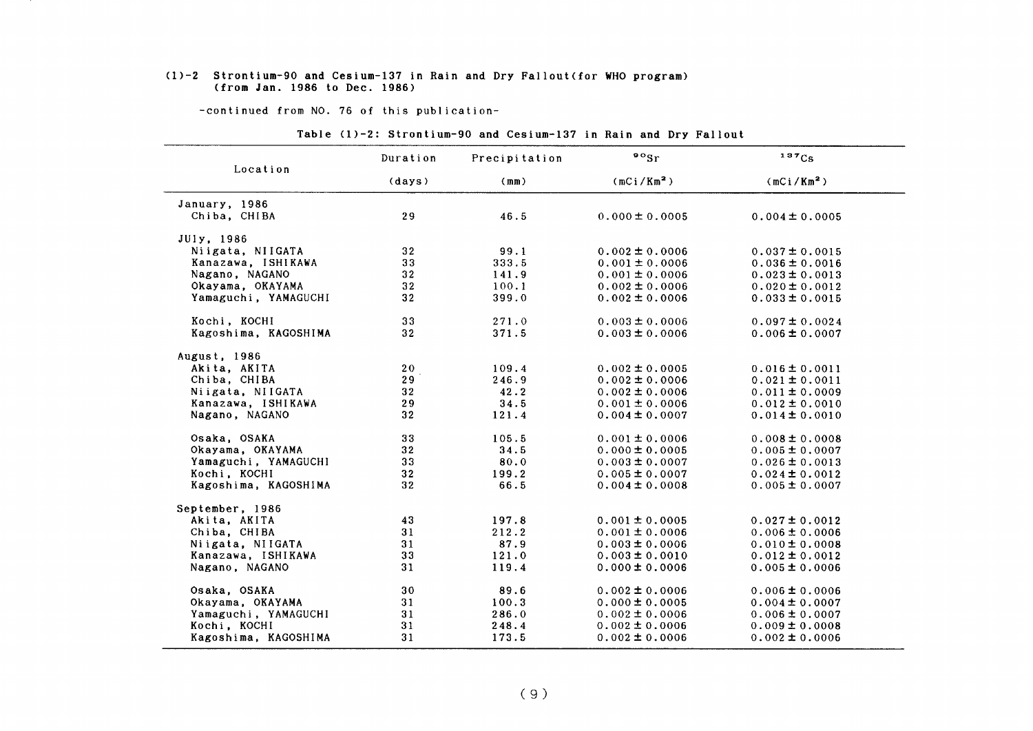## (1)-2 Strontium-90 and Cesium-137 in Rain and Dry Fallout(for WHO program) (from Jan. 1986 to Dec. 1986)

-continued from NO. 76 of this publication-

Table (1)-2: Strontium-90 and Cesium-137 in Rain and Dry Fallout

| Location | Duration (days) | Precipitation (mm) | $^{90}Sr$ ($mCi/Km^2$) | $^{137}Cs$ ($mCi/Km^2$) |
|---|---|---|---|---|
| January, 1986 | | | | |
| Chiba, CHIBA | 29 | 46.5 | 0.000 ± 0.0005 | 0.004 ± 0.0005 |
| JUly, 1986 | | | | |
| Niigata, NIIGATA | 32 | 99.1 | 0.002 ± 0.0006 | 0.037 ± 0.0015 |
| Kanazawa, ISHIKAWA | 33 | 333.5 | 0.001 ± 0.0006 | 0.036 ± 0.0016 |
| Nagano, NAGANO | 32 | 141.9 | 0.001 ± 0.0006 | 0.023 ± 0.0013 |
| Okayama, OKAYAMA | 32 | 100.1 | 0.002 ± 0.0006 | 0.020 ± 0.0012 |
| Yamaguchi, YAMAGUCHI | 32 | 399.0 | 0.002 ± 0.0006 | 0.033 ± 0.0015 |
| Kochi, KOCHI | 33 | 271.0 | 0.003 ± 0.0006 | 0.097 ± 0.0024 |
| Kagoshima, KAGOSHIMA | 32 | 371.5 | 0.003 ± 0.0006 | 0.006 ± 0.0007 |
| August, 1986 | | | | |
| Akita, AKITA | 20 | 109.4 | 0.002 ± 0.0005 | 0.016 ± 0.0011 |
| Chiba, CHIBA | 29 | 246.9 | 0.002 ± 0.0006 | 0.021 ± 0.0011 |
| Niigata, NIIGATA | 32 | 42.2 | 0.002 ± 0.0006 | 0.011 ± 0.0009 |
| Kanazawa, ISHIKAWA | 29 | 34.5 | 0.001 ± 0.0006 | 0.012 ± 0.0010 |
| Nagano, NAGANO | 32 | 121.4 | 0.004 ± 0.0007 | 0.014 ± 0.0010 |
| Osaka, OSAKA | 33 | 105.5 | 0.001 ± 0.0006 | 0.008 ± 0.0008 |
| Okayama, OKAYAMA | 32 | 34.5 | 0.000 ± 0.0005 | 0.005 ± 0.0007 |
| Yamaguchi, YAMAGUCHI | 33 | 80.0 | 0.003 ± 0.0007 | 0.026 ± 0.0013 |
| Kochi, KOCHI | 32 | 199.2 | 0.005 ± 0.0007 | 0.024 ± 0.0012 |
| Kagoshima, KAGOSHIMA | 32 | 66.5 | 0.004 ± 0.0008 | 0.005 ± 0.0007 |
| September, 1986 | | | | |
| Akita, AKITA | 43 | 197.8 | 0.001 ± 0.0005 | 0.027 ± 0.0012 |
| Chiba, CHIBA | 31 | 212.2 | 0.001 ± 0.0006 | 0.006 ± 0.0006 |
| Niigata, NIIGATA | 31 | 87.9 | 0.003 ± 0.0006 | 0.010 ± 0.0008 |
| Kanazawa, ISHIKAWA | 33 | 121.0 | 0.003 ± 0.0010 | 0.012 ± 0.0012 |
| Nagano, NAGANO | 31 | 119.4 | 0.000 ± 0.0006 | 0.005 ± 0.0006 |
| Osaka, OSAKA | 30 | 89.6 | 0.002 ± 0.0006 | 0.006 ± 0.0006 |
| Okayama, OKAYAMA | 31 | 100.3 | 0.000 ± 0.0005 | 0.004 ± 0.0007 |
| Yamaguchi, YAMAGUCHI | 31 | 286.0 | 0.002 ± 0.0006 | 0.006 ± 0.0007 |
| Kochi, KOCHI | 31 | 248.4 | 0.002 ± 0.0006 | 0.009 ± 0.0008 |
| Kagoshima, KAGOSHIMA | 31 | 173.5 | 0.002 ± 0.0006 | 0.002 ± 0.0006 |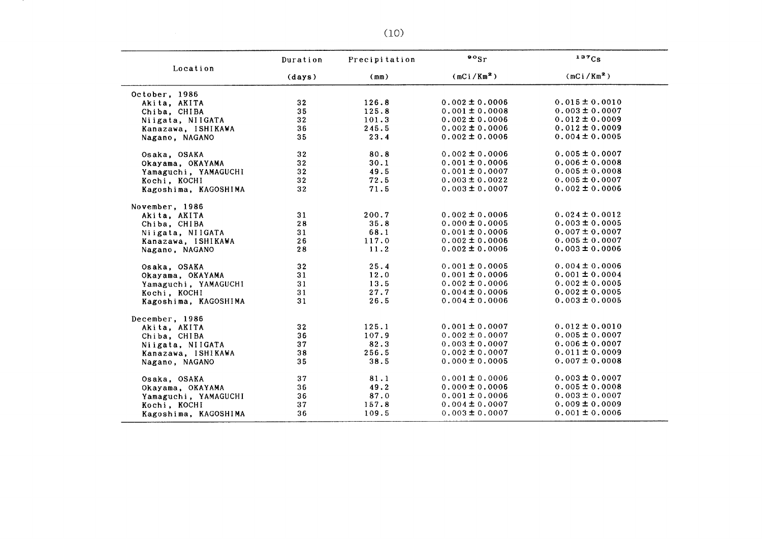| Location | Duration (days) | Precipitation (mm) | $^{90}Sr$ (mCi/Km$^2$) | $^{137}Cs$ (mCi/Km$^2$) |
|---|---|---|---|---|
| October, 1986 | | | | |
| Akita, AKITA | 32 | 126.8 | 0.002 ± 0.0006 | 0.015 ± 0.0010 |
| Chiba, CHIBA | 35 | 125.8 | 0.001 ± 0.0008 | 0.003 ± 0.0007 |
| Niigata, NIIGATA | 32 | 101.3 | 0.002 ± 0.0006 | 0.012 ± 0.0009 |
| Kanazawa, ISHIKAWA | 36 | 245.5 | 0.002 ± 0.0006 | 0.012 ± 0.0009 |
| Nagano, NAGANO | 35 | 23.4 | 0.002 ± 0.0006 | 0.004 ± 0.0005 |
| Osaka, OSAKA | 32 | 80.8 | 0.002 ± 0.0006 | 0.005 ± 0.0007 |
| Okayama, OKAYAMA | 32 | 30.1 | 0.001 ± 0.0006 | 0.006 ± 0.0008 |
| Yamaguchi, YAMAGUCHI | 32 | 49.5 | 0.001 ± 0.0007 | 0.005 ± 0.0008 |
| Kochi, KOCHI | 32 | 72.5 | 0.003 ± 0.0022 | 0.005 ± 0.0007 |
| Kagoshima, KAGOSHIMA | 32 | 71.5 | 0.003 ± 0.0007 | 0.002 ± 0.0006 |
| November, 1986 | | | | |
| Akita, AKITA | 31 | 200.7 | 0.002 ± 0.0006 | 0.024 ± 0.0012 |
| Chiba, CHIBA | 28 | 35.8 | 0.000 ± 0.0005 | 0.003 ± 0.0005 |
| Niigata, NIIGATA | 31 | 68.1 | 0.001 ± 0.0006 | 0.007 ± 0.0007 |
| Kanazawa, ISHIKAWA | 26 | 117.0 | 0.002 ± 0.0006 | 0.005 ± 0.0007 |
| Nagano, NAGANO | 28 | 11.2 | 0.002 ± 0.0006 | 0.003 ± 0.0006 |
| Osaka, OSAKA | 32 | 25.4 | 0.001 ± 0.0005 | 0.004 ± 0.0006 |
| Okayama, OKAYAMA | 31 | 12.0 | 0.001 ± 0.0006 | 0.001 ± 0.0004 |
| Yamaguchi, YAMAGUCHI | 31 | 13.5 | 0.002 ± 0.0006 | 0.002 ± 0.0005 |
| Kochi, KOCHI | 31 | 27.7 | 0.004 ± 0.0006 | 0.002 ± 0.0005 |
| Kagoshima, KAGOSHIMA | 31 | 26.5 | 0.004 ± 0.0006 | 0.003 ± 0.0005 |
| December, 1986 | | | | |
| Akita, AKITA | 32 | 125.1 | 0.001 ± 0.0007 | 0.012 ± 0.0010 |
| Chiba, CHIBA | 36 | 107.9 | 0.002 ± 0.0007 | 0.005 ± 0.0007 |
| Niigata, NIIGATA | 37 | 82.3 | 0.003 ± 0.0007 | 0.006 ± 0.0007 |
| Kanazawa, ISHIKAWA | 38 | 256.5 | 0.002 ± 0.0007 | 0.011 ± 0.0009 |
| Nagano, NAGANO | 35 | 38.5 | 0.000 ± 0.0005 | 0.007 ± 0.0008 |
| Osaka, OSAKA | 37 | 81.1 | 0.001 ± 0.0006 | 0.003 ± 0.0007 |
| Okayama, OKAYAMA | 36 | 49.2 | 0.000 ± 0.0006 | 0.005 ± 0.0008 |
| Yamaguchi, YAMAGUCHI | 36 | 87.0 | 0.001 ± 0.0006 | 0.003 ± 0.0007 |
| Kochi, KOCHI | 37 | 157.8 | 0.004 ± 0.0007 | 0.009 ± 0.0009 |
| Kagoshima, KAGOSHIMA | 36 | 109.5 | 0.003 ± 0.0007 | 0.001 ± 0.0006 |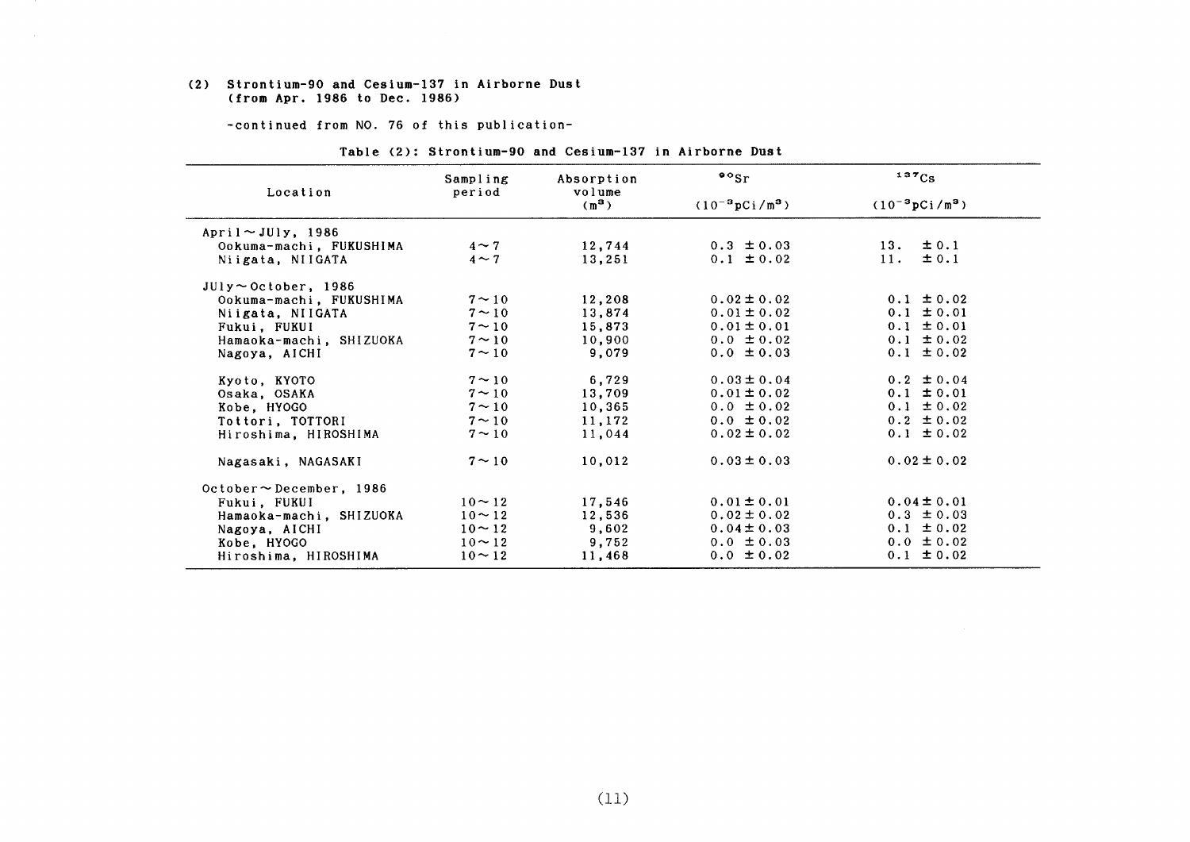## (2) Strontium-90 and Cesium-137 in Airborne Dust (from Apr. 1986 to Dec. 1986)

-continued from NO. 76 of this publication-

Table (2): Strontium-90 and Cesium-137 in Airborne Dust

| Location | Sampling period | Absorption volume ($m^3$) | $^{90}Sr$ ($10^{-3}pCi/m^3$) | $^{137}Cs$ ($10^{-3}pCi/m^3$) |
|---|---|---|---|---|
| April～JUly, 1986 | | | | |
| Ookuma-machi, FUKUSHIMA | 4～7 | 12,744 | 0.3 ±0.03 | 13. ±0.1 |
| Niigata, NIIGATA | 4～7 | 13,251 | 0.1 ±0.02 | 11. ±0.1 |
| JUly～October, 1986 | | | | |
| Ookuma-machi, FUKUSHIMA | 7～10 | 12,208 | 0.02±0.02 | 0.1 ±0.02 |
| Niigata, NIIGATA | 7～10 | 13,874 | 0.01±0.02 | 0.1 ±0.01 |
| Fukui, FUKUI | 7～10 | 15,873 | 0.01±0.01 | 0.1 ±0.01 |
| Hamaoka-machi, SHIZUOKA | 7～10 | 10,900 | 0.0 ±0.02 | 0.1 ±0.02 |
| Nagoya, AICHI | 7～10 | 9,079 | 0.0 ±0.03 | 0.1 ±0.02 |
| Kyoto, KYOTO | 7～10 | 6,729 | 0.03±0.04 | 0.2 ±0.04 |
| Osaka, OSAKA | 7～10 | 13,709 | 0.01±0.02 | 0.1 ±0.01 |
| Kobe, HYOGO | 7～10 | 10,365 | 0.0 ±0.02 | 0.1 ±0.02 |
| Tottori, TOTTORI | 7～10 | 11,172 | 0.0 ±0.02 | 0.2 ±0.02 |
| Hiroshima, HIROSHIMA | 7～10 | 11,044 | 0.02±0.02 | 0.1 ±0.02 |
| Nagasaki, NAGASAKI | 7～10 | 10,012 | 0.03±0.03 | 0.02±0.02 |
| October～December, 1986 | | | | |
| Fukui, FUKUI | 10～12 | 17,546 | 0.01±0.01 | 0.04±0.01 |
| Hamaoka-machi, SHIZUOKA | 10～12 | 12,536 | 0.02±0.02 | 0.3 ±0.03 |
| Nagoya, AICHI | 10～12 | 9,602 | 0.04±0.03 | 0.1 ±0.02 |
| Kobe, HYOGO | 10～12 | 9,752 | 0.0 ±0.03 | 0.0 ±0.02 |
| Hiroshima, HIROSHIMA | 10～12 | 11,468 | 0.0 ±0.02 | 0.1 ±0.02 |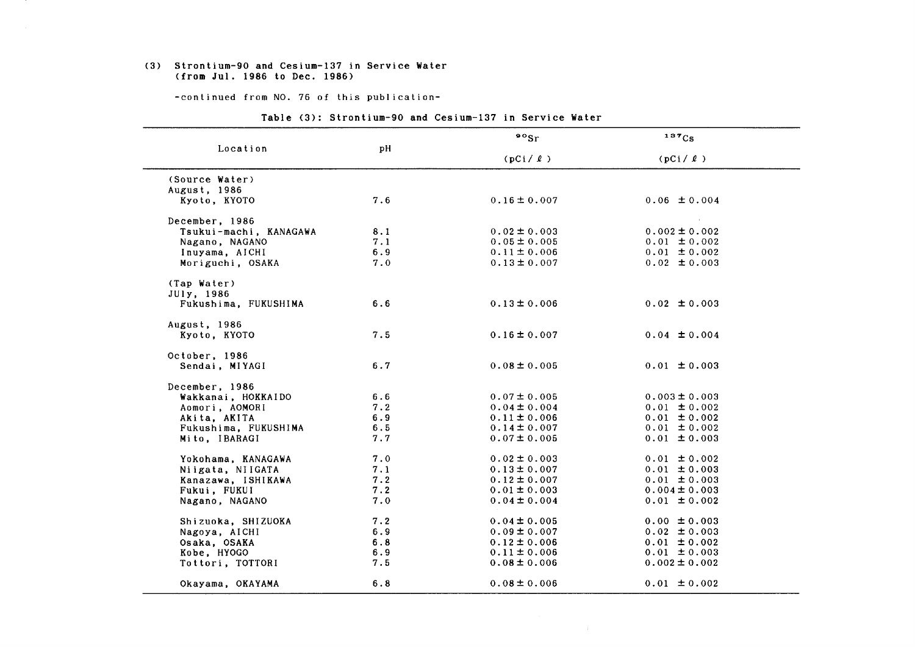(3) **Strontium-90 and Cesium-137 in Service Water (from Jul. 1986 to Dec. 1986)**

-continued from NO. 76 of this publication-

**Table (3): Strontium-90 and Cesium-137 in Service Water**

| Location | pH | $^{90}Sr$ (pCi/ℓ) | $^{137}Cs$ (pCi/ℓ) |
|---|---|---|---|
| (Source Water) | | | |
| August, 1986 | | | |
| Kyoto, KYOTO | 7.6 | 0.16 ± 0.007 | 0.06 ± 0.004 |
| December, 1986 | | | |
| Tsukui-machi, KANAGAWA | 8.1 | 0.02 ± 0.003 | 0.002 ± 0.002 |
| Nagano, NAGANO | 7.1 | 0.05 ± 0.005 | 0.01 ± 0.002 |
| Inuyama, AICHI | 6.9 | 0.11 ± 0.006 | 0.01 ± 0.002 |
| Moriguchi, OSAKA | 7.0 | 0.13 ± 0.007 | 0.02 ± 0.003 |
| (Tap Water) | | | |
| JUly, 1986 | | | |
| Fukushima, FUKUSHIMA | 6.6 | 0.13 ± 0.006 | 0.02 ± 0.003 |
| August, 1986 | | | |
| Kyoto, KYOTO | 7.5 | 0.16 ± 0.007 | 0.04 ± 0.004 |
| October, 1986 | | | |
| Sendai, MIYAGI | 6.7 | 0.08 ± 0.005 | 0.01 ± 0.003 |
| December, 1986 | | | |
| Wakkanai, HOKKAIDO | 6.6 | 0.07 ± 0.005 | 0.003 ± 0.003 |
| Aomori, AOMORI | 7.2 | 0.04 ± 0.004 | 0.01 ± 0.002 |
| Akita, AKITA | 6.9 | 0.11 ± 0.006 | 0.01 ± 0.002 |
| Fukushima, FUKUSHIMA | 6.5 | 0.14 ± 0.007 | 0.01 ± 0.002 |
| Mito, IBARAGI | 7.7 | 0.07 ± 0.005 | 0.01 ± 0.003 |
| Yokohama, KANAGAWA | 7.0 | 0.02 ± 0.003 | 0.01 ± 0.002 |
| Niigata, NIIGATA | 7.1 | 0.13 ± 0.007 | 0.01 ± 0.003 |
| Kanazawa, ISHIKAWA | 7.2 | 0.12 ± 0.007 | 0.01 ± 0.003 |
| Fukui, FUKUI | 7.2 | 0.01 ± 0.003 | 0.004 ± 0.003 |
| Nagano, NAGANO | 7.0 | 0.04 ± 0.004 | 0.01 ± 0.002 |
| Shizuoka, SHIZUOKA | 7.2 | 0.04 ± 0.005 | 0.00 ± 0.003 |
| Nagoya, AICHI | 6.9 | 0.09 ± 0.007 | 0.02 ± 0.003 |
| Osaka, OSAKA | 6.8 | 0.12 ± 0.006 | 0.01 ± 0.002 |
| Kobe, HYOGO | 6.9 | 0.11 ± 0.006 | 0.01 ± 0.003 |
| Tottori, TOTTORI | 7.5 | 0.08 ± 0.006 | 0.002 ± 0.002 |
| Okayama, OKAYAMA | 6.8 | 0.08 ± 0.006 | 0.01 ± 0.002 |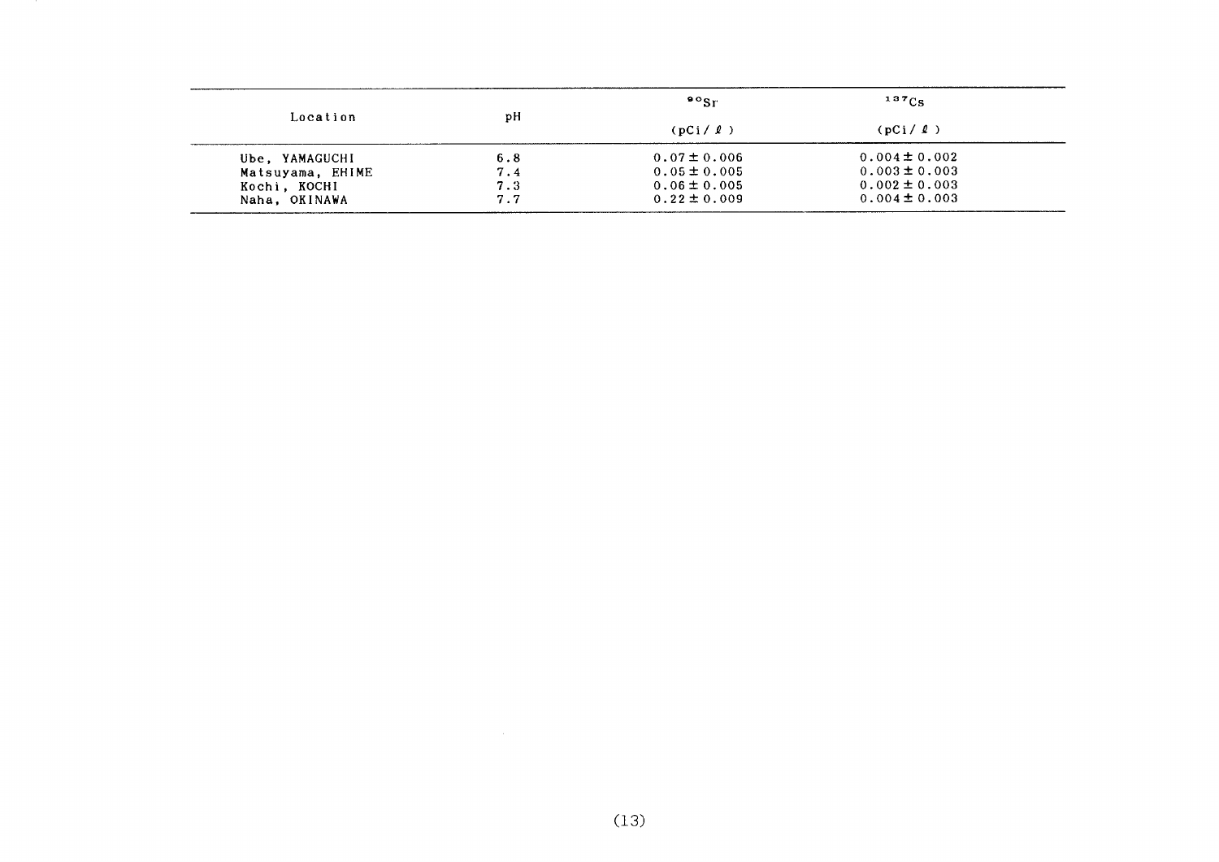| Location | pH | $^{90}Sr$ (pCi/ℓ) | $^{137}Cs$ (pCi/ℓ) |
|---|---|---|---|
| Ube, YAMAGUCHI | 6.8 | 0.07 ± 0.006 | 0.004 ± 0.002 |
| Matsuyama, EHIME | 7.4 | 0.05 ± 0.005 | 0.003 ± 0.003 |
| Kochi, KOCHI | 7.3 | 0.06 ± 0.005 | 0.002 ± 0.003 |
| Naha, OKINAWA | 7.7 | 0.22 ± 0.009 | 0.004 ± 0.003 |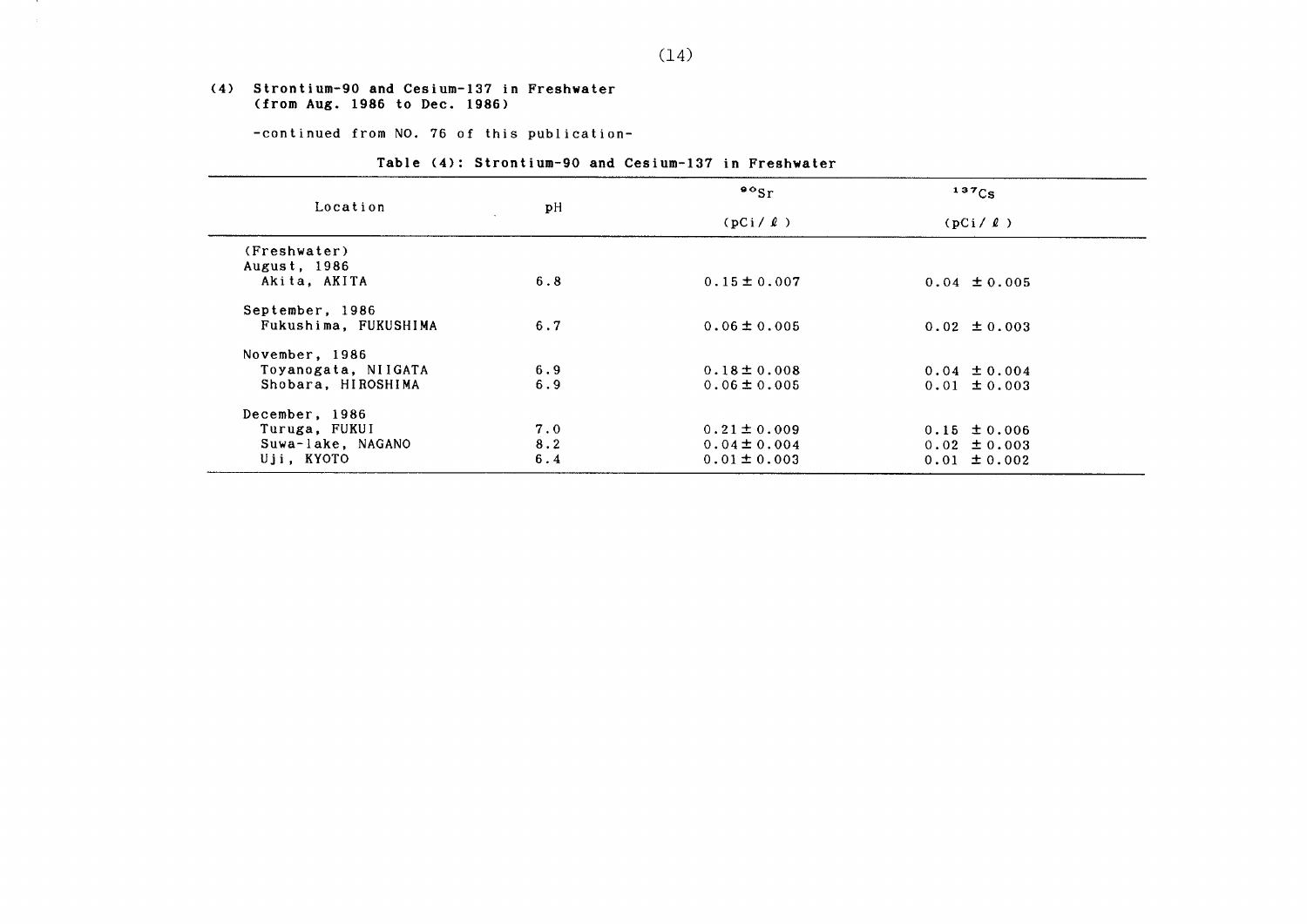### (4) Strontium-90 and Cesium-137 in Freshwater (from Aug. 1986 to Dec. 1986)

-continued from NO. 76 of this publication-

**Table (4): Strontium-90 and Cesium-137 in Freshwater**

| Location | pH | $^{90}Sr$ (pCi/ℓ) | $^{137}Cs$ (pCi/ℓ) |
|---|---|---|---|
| (Freshwater) | | | |
| August, 1986 | | | |
| Akita, AKITA | 6.8 | 0.15 ± 0.007 | 0.04 ± 0.005 |
| September, 1986 | | | |
| Fukushima, FUKUSHIMA | 6.7 | 0.06 ± 0.005 | 0.02 ± 0.003 |
| November, 1986 | | | |
| Toyanogata, NIIGATA | 6.9 | 0.18 ± 0.008 | 0.04 ± 0.004 |
| Shobara, HIROSHIMA | 6.9 | 0.06 ± 0.005 | 0.01 ± 0.003 |
| December, 1986 | | | |
| Turuga, FUKUI | 7.0 | 0.21 ± 0.009 | 0.15 ± 0.006 |
| Suwa-lake, NAGANO | 8.2 | 0.04 ± 0.004 | 0.02 ± 0.003 |
| Uji, KYOTO | 6.4 | 0.01 ± 0.003 | 0.01 ± 0.002 |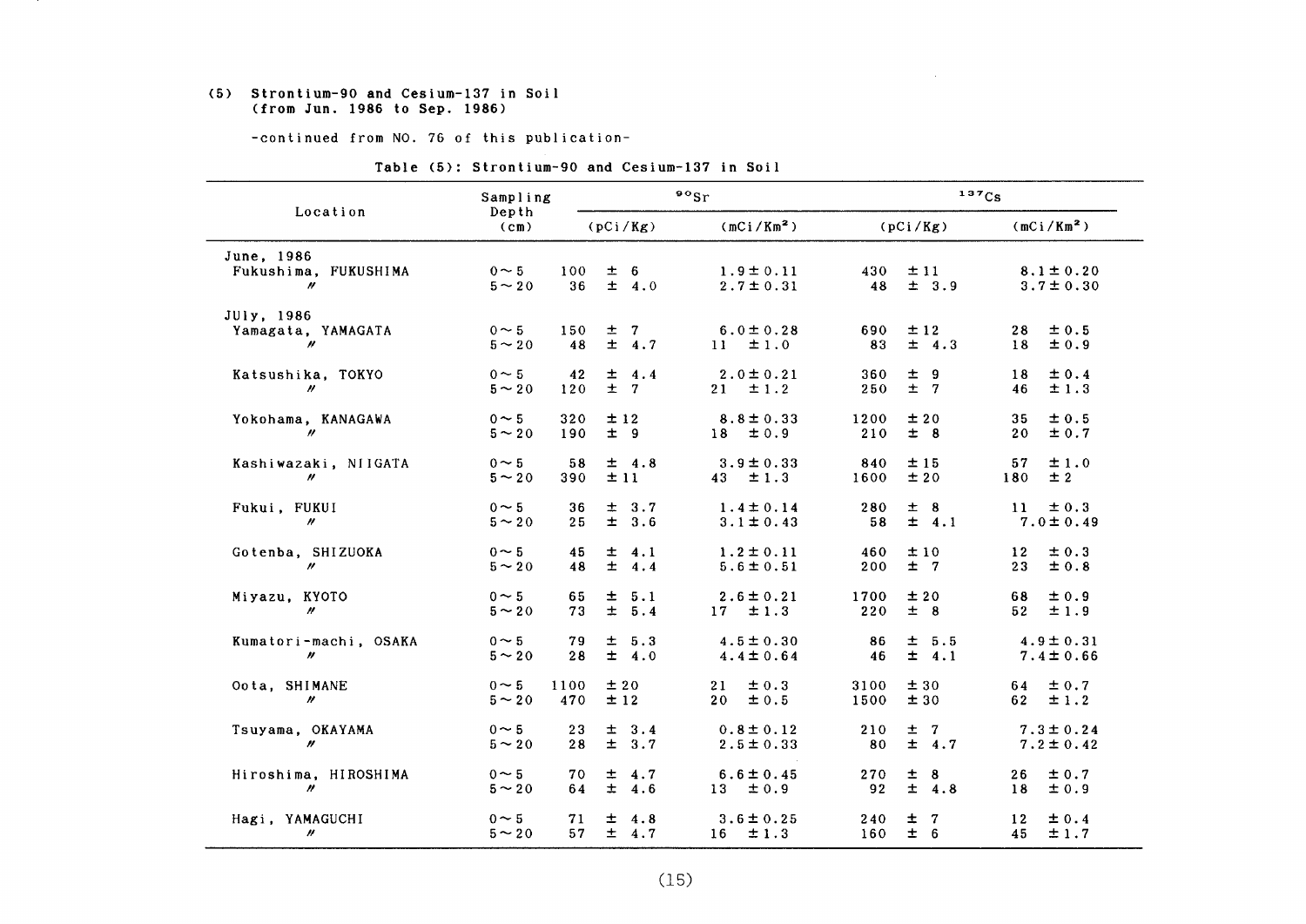## (5) Strontium-90 and Cesium-137 in Soil (from Jun. 1986 to Sep. 1986)

-continued from NO. 76 of this publication-

**Table (5): Strontium-90 and Cesium-137 in Soil**

| Location | Sampling Depth (cm) | $^{90}Sr$ | | $^{137}Cs$ | |
|---|---|---|---|---|---|
| | | (pCi/Kg) | (mCi/Km²) | (pCi/Kg) | (mCi/Km²) |
| June, 1986 | | | | | |
| Fukushima, FUKUSHIMA | 0～5 | 100 ± 6 | 1.9±0.11 | 430 ±11 | 8.1±0.20 |
| 〃 | 5～20 | 36 ± 4.0 | 2.7±0.31 | 48 ± 3.9 | 3.7±0.30 |
| JUly, 1986 | | | | | |
| Yamagata, YAMAGATA | 0～5 | 150 ± 7 | 6.0±0.28 | 690 ±12 | 28 ±0.5 |
| 〃 | 5～20 | 48 ± 4.7 | 11 ±1.0 | 83 ± 4.3 | 18 ±0.9 |
| Katsushika, TOKYO | 0～5 | 42 ± 4.4 | 2.0±0.21 | 360 ± 9 | 18 ±0.4 |
| 〃 | 5～20 | 120 ± 7 | 21 ±1.2 | 250 ± 7 | 46 ±1.3 |
| Yokohama, KANAGAWA | 0～5 | 320 ±12 | 8.8±0.33 | 1200 ±20 | 35 ±0.5 |
| 〃 | 5～20 | 190 ± 9 | 18 ±0.9 | 210 ± 8 | 20 ±0.7 |
| Kashiwazaki, NIIGATA | 0～5 | 58 ± 4.8 | 3.9±0.33 | 840 ±15 | 57 ±1.0 |
| 〃 | 5～20 | 390 ±11 | 43 ±1.3 | 1600 ±20 | 180 ±2 |
| Fukui, FUKUI | 0～5 | 36 ± 3.7 | 1.4±0.14 | 280 ± 8 | 11 ±0.3 |
| 〃 | 5～20 | 25 ± 3.6 | 3.1±0.43 | 58 ± 4.1 | 7.0±0.49 |
| Gotenba, SHIZUOKA | 0～5 | 45 ± 4.1 | 1.2±0.11 | 460 ±10 | 12 ±0.3 |
| 〃 | 5～20 | 48 ± 4.4 | 5.6±0.51 | 200 ± 7 | 23 ±0.8 |
| Miyazu, KYOTO | 0～5 | 65 ± 5.1 | 2.6±0.21 | 1700 ±20 | 68 ±0.9 |
| 〃 | 5～20 | 73 ± 5.4 | 17 ±1.3 | 220 ± 8 | 52 ±1.9 |
| Kumatori-machi, OSAKA | 0～5 | 79 ± 5.3 | 4.5±0.30 | 86 ± 5.5 | 4.9±0.31 |
| 〃 | 5～20 | 28 ± 4.0 | 4.4±0.64 | 46 ± 4.1 | 7.4±0.66 |
| Oota, SHIMANE | 0～5 | 1100 ±20 | 21 ±0.3 | 3100 ±30 | 64 ±0.7 |
| 〃 | 5～20 | 470 ±12 | 20 ±0.5 | 1500 ±30 | 62 ±1.2 |
| Tsuyama, OKAYAMA | 0～5 | 23 ± 3.4 | 0.8±0.12 | 210 ± 7 | 7.3±0.24 |
| 〃 | 5～20 | 28 ± 3.7 | 2.5±0.33 | 80 ± 4.7 | 7.2±0.42 |
| Hiroshima, HIROSHIMA | 0～5 | 70 ± 4.7 | 6.6±0.45 | 270 ± 8 | 26 ±0.7 |
| 〃 | 5～20 | 64 ± 4.6 | 13 ±0.9 | 92 ± 4.8 | 18 ±0.9 |
| Hagi, YAMAGUCHI | 0～5 | 71 ± 4.8 | 3.6±0.25 | 240 ± 7 | 12 ±0.4 |
| 〃 | 5～20 | 57 ± 4.7 | 16 ±1.3 | 160 ± 6 | 45 ±1.7 |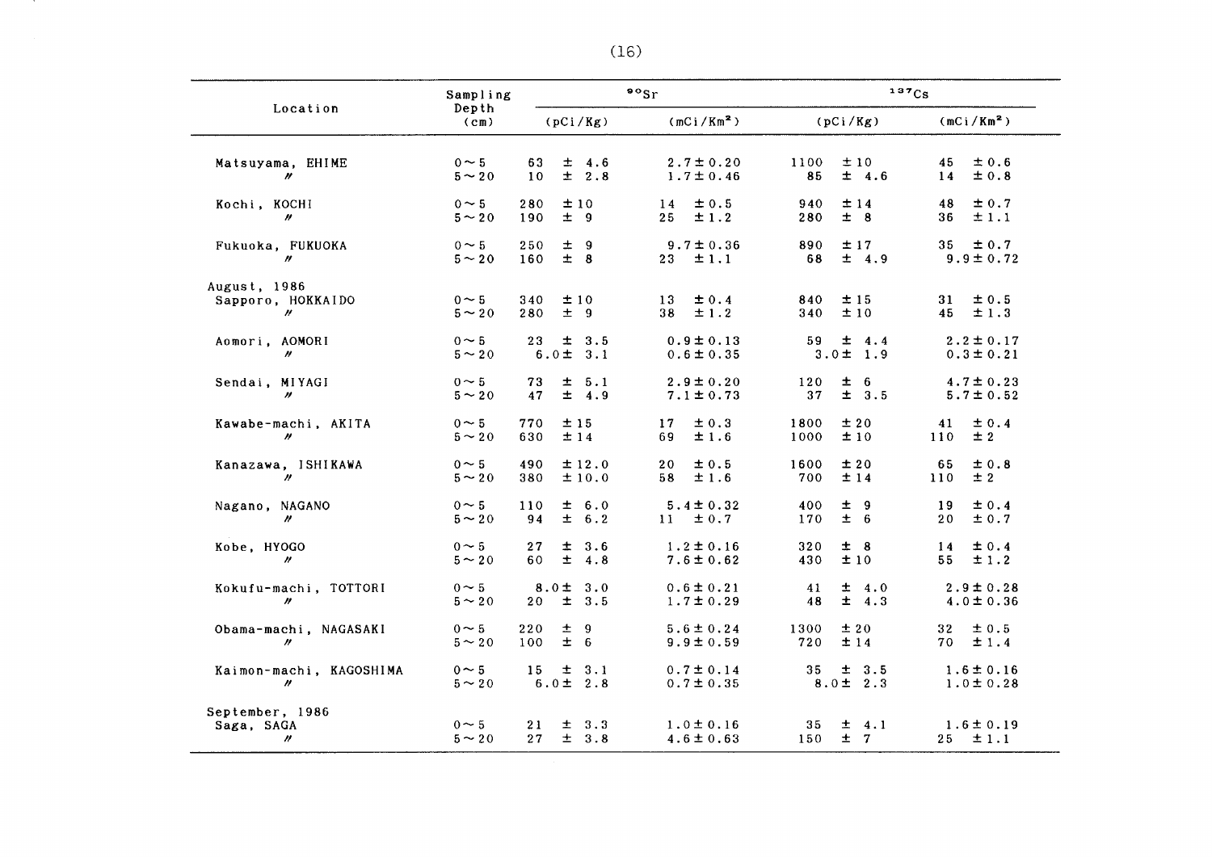| Location | Sampling Depth (cm) | $^{90}Sr$ | | $^{137}Cs$ | |
|---|---|---|---|---|---|
| | | (pCi/Kg) | (mCi/Km²) | (pCi/Kg) | (mCi/Km²) |
| Matsuyama, EHIME | 0～5 | 63 ± 4.6 | 2.7±0.20 | 1100 ±10 | 45 ±0.6 |
| 〃 | 5～20 | 10 ± 2.8 | 1.7±0.46 | 85 ± 4.6 | 14 ±0.8 |
| Kochi, KOCHI | 0～5 | 280 ±10 | 14 ±0.5 | 940 ±14 | 48 ±0.7 |
| 〃 | 5～20 | 190 ± 9 | 25 ±1.2 | 280 ± 8 | 36 ±1.1 |
| Fukuoka, FUKUOKA | 0～5 | 250 ± 9 | 9.7±0.36 | 890 ±17 | 35 ±0.7 |
| 〃 | 5～20 | 160 ± 8 | 23 ±1.1 | 68 ± 4.9 | 9.9±0.72 |
| August, 1986 | | | | | |
| Sapporo, HOKKAIDO | 0～5 | 340 ±10 | 13 ±0.4 | 840 ±15 | 31 ±0.5 |
| 〃 | 5～20 | 280 ± 9 | 38 ±1.2 | 340 ±10 | 45 ±1.3 |
| Aomori, AOMORI | 0～5 | 23 ± 3.5 | 0.9±0.13 | 59 ± 4.4 | 2.2±0.17 |
| 〃 | 5～20 | 6.0± 3.1 | 0.6±0.35 | 3.0± 1.9 | 0.3±0.21 |
| Sendai, MIYAGI | 0～5 | 73 ± 5.1 | 2.9±0.20 | 120 ± 6 | 4.7±0.23 |
| 〃 | 5～20 | 47 ± 4.9 | 7.1±0.73 | 37 ± 3.5 | 5.7±0.52 |
| Kawabe-machi, AKITA | 0～5 | 770 ±15 | 17 ±0.3 | 1800 ±20 | 41 ±0.4 |
| 〃 | 5～20 | 630 ±14 | 69 ±1.6 | 1000 ±10 | 110 ±2 |
| Kanazawa, ISHIKAWA | 0～5 | 490 ±12.0 | 20 ±0.5 | 1600 ±20 | 65 ±0.8 |
| 〃 | 5～20 | 380 ±10.0 | 58 ±1.6 | 700 ±14 | 110 ±2 |
| Nagano, NAGANO | 0～5 | 110 ± 6.0 | 5.4±0.32 | 400 ± 9 | 19 ±0.4 |
| 〃 | 5～20 | 94 ± 6.2 | 11 ±0.7 | 170 ± 6 | 20 ±0.7 |
| Kobe, HYOGO | 0～5 | 27 ± 3.6 | 1.2±0.16 | 320 ± 8 | 14 ±0.4 |
| 〃 | 5～20 | 60 ± 4.8 | 7.6±0.62 | 430 ±10 | 55 ±1.2 |
| Kokufu-machi, TOTTORI | 0～5 | 8.0± 3.0 | 0.6±0.21 | 41 ± 4.0 | 2.9±0.28 |
| 〃 | 5～20 | 20 ± 3.5 | 1.7±0.29 | 48 ± 4.3 | 4.0±0.36 |
| Obama-machi, NAGASAKI | 0～5 | 220 ± 9 | 5.6±0.24 | 1300 ±20 | 32 ±0.5 |
| 〃 | 5～20 | 100 ± 6 | 9.9±0.59 | 720 ±14 | 70 ±1.4 |
| Kaimon-machi, KAGOSHIMA | 0～5 | 15 ± 3.1 | 0.7±0.14 | 35 ± 3.5 | 1.6±0.16 |
| 〃 | 5～20 | 6.0± 2.8 | 0.7±0.35 | 8.0± 2.3 | 1.0±0.28 |
| September, 1986 | | | | | |
| Saga, SAGA | 0～5 | 21 ± 3.3 | 1.0±0.16 | 35 ± 4.1 | 1.6±0.19 |
| 〃 | 5～20 | 27 ± 3.8 | 4.6±0.63 | 150 ± 7 | 25 ±1.1 |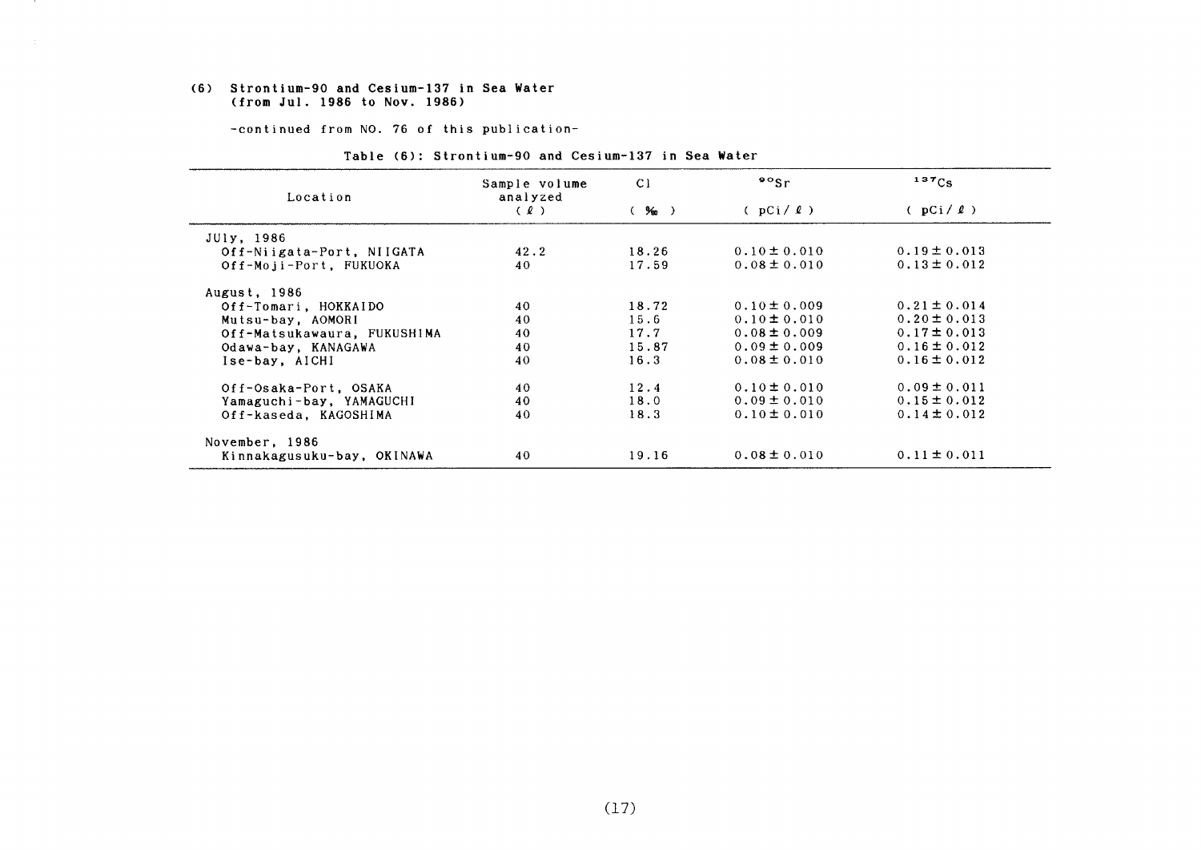# (6) Strontium-90 and Cesium-137 in Sea Water (from Jul. 1986 to Nov. 1986)

-continued from NO. 76 of this publication-

Table (6): Strontium-90 and Cesium-137 in Sea Water

| Location | Sample volume analyzed ( ℓ ) | Cl ( ‰ ) | $^{90}Sr$ ( pCi/ ℓ ) | $^{137}Cs$ ( pCi/ ℓ ) |
|---|---|---|---|---|
| JUly, 1986 | | | | |
| Off-Niigata-Port, NIIGATA | 42.2 | 18.26 | 0.10 ± 0.010 | 0.19 ± 0.013 |
| Off-Moji-Port, FUKUOKA | 40 | 17.59 | 0.08 ± 0.010 | 0.13 ± 0.012 |
| August, 1986 | | | | |
| Off-Tomari, HOKKAIDO | 40 | 18.72 | 0.10 ± 0.009 | 0.21 ± 0.014 |
| Mutsu-bay, AOMORI | 40 | 15.6 | 0.10 ± 0.010 | 0.20 ± 0.013 |
| Off-Matsukawaura, FUKUSHIMA | 40 | 17.7 | 0.08 ± 0.009 | 0.17 ± 0.013 |
| Odawa-bay, KANAGAWA | 40 | 15.87 | 0.09 ± 0.009 | 0.16 ± 0.012 |
| Ise-bay, AICHI | 40 | 16.3 | 0.08 ± 0.010 | 0.16 ± 0.012 |
| Off-Osaka-Port, OSAKA | 40 | 12.4 | 0.10 ± 0.010 | 0.09 ± 0.011 |
| Yamaguchi-bay, YAMAGUCHI | 40 | 18.0 | 0.09 ± 0.010 | 0.15 ± 0.012 |
| Off-kaseda, KAGOSHIMA | 40 | 18.3 | 0.10 ± 0.010 | 0.14 ± 0.012 |
| November, 1986 | | | | |
| Kinnakagusuku-bay, OKINAWA | 40 | 19.16 | 0.08 ± 0.010 | 0.11 ± 0.011 |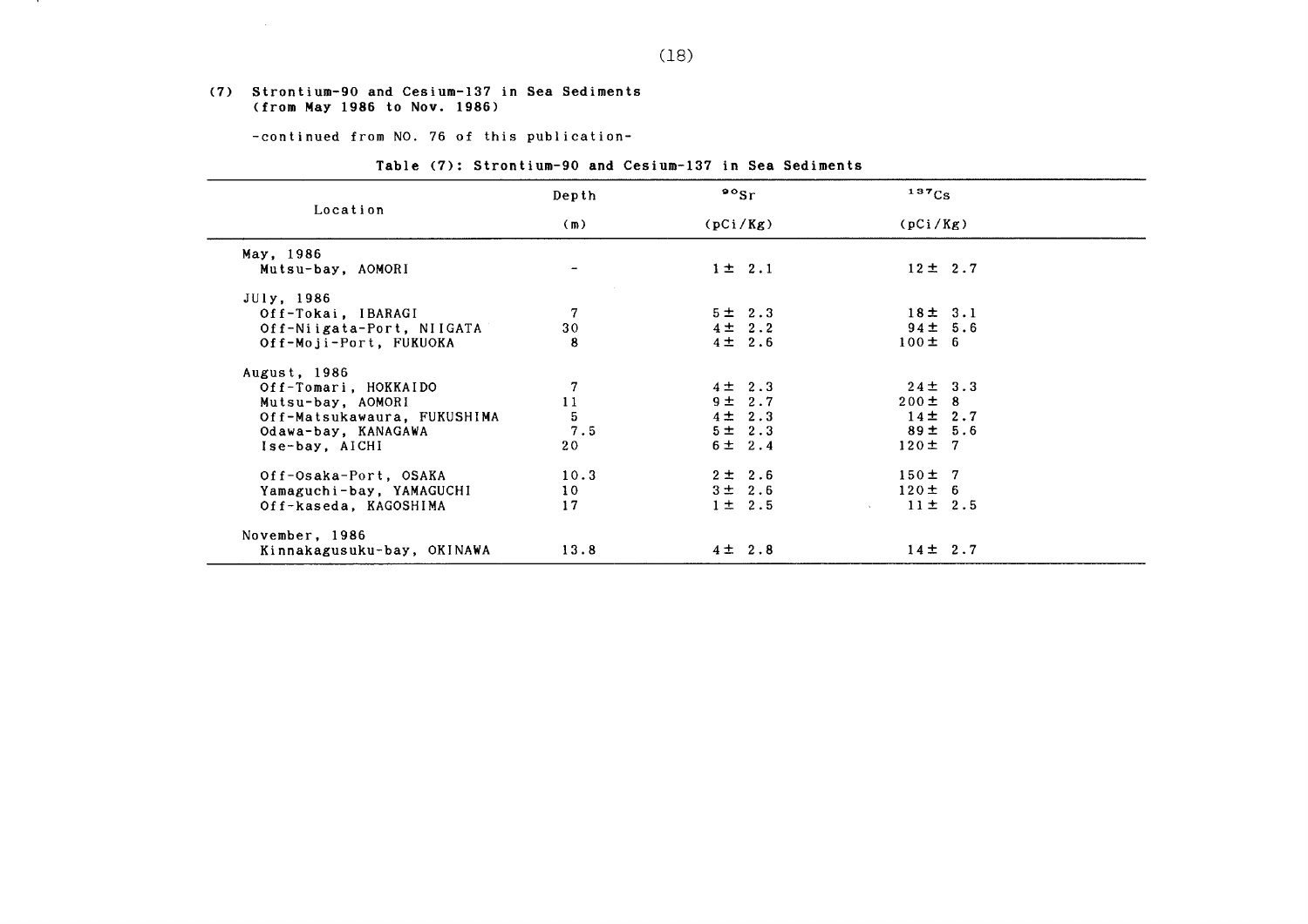### (7) Strontium-90 and Cesium-137 in Sea Sediments (from May 1986 to Nov. 1986)

-continued from NO. 76 of this publication-

Table (7): Strontium-90 and Cesium-137 in Sea Sediments

| Location | Depth (m) | $^{90}Sr$ (pCi/Kg) | $^{137}Cs$ (pCi/Kg) |
|---|---|---|---|
| **May, 1986** | | | |
| Mutsu-bay, AOMORI | - | 1± 2.1 | 12± 2.7 |
| **JUly, 1986** | | | |
| Off-Tokai, IBARAGI | 7 | 5± 2.3 | 18± 3.1 |
| Off-Niigata-Port, NIIGATA | 30 | 4± 2.2 | 94± 5.6 |
| Off-Moji-Port, FUKUOKA | 8 | 4± 2.6 | 100± 6 |
| **August, 1986** | | | |
| Off-Tomari, HOKKAIDO | 7 | 4± 2.3 | 24± 3.3 |
| Mutsu-bay, AOMORI | 11 | 9± 2.7 | 200± 8 |
| Off-Matsukawaura, FUKUSHIMA | 5 | 4± 2.3 | 14± 2.7 |
| Odawa-bay, KANAGAWA | 7.5 | 5± 2.3 | 89± 5.6 |
| Ise-bay, AICHI | 20 | 6± 2.4 | 120± 7 |
| Off-Osaka-Port, OSAKA | 10.3 | 2± 2.6 | 150± 7 |
| Yamaguchi-bay, YAMAGUCHI | 10 | 3± 2.6 | 120± 6 |
| Off-kaseda, KAGOSHIMA | 17 | 1± 2.5 | 11± 2.5 |
| **November, 1986** | | | |
| Kinnakagusuku-bay, OKINAWA | 13.8 | 4± 2.8 | 14± 2.7 |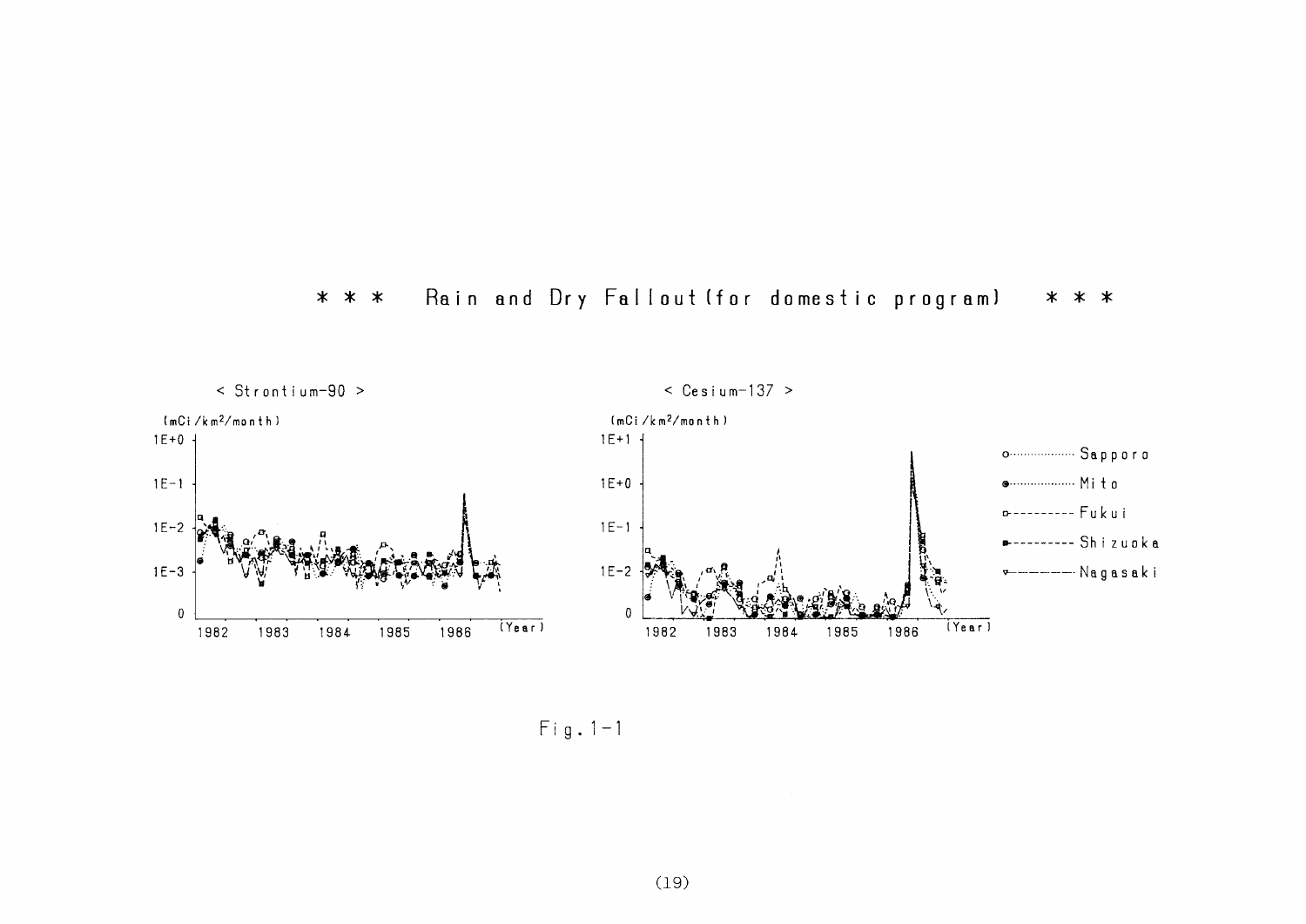# ＊＊＊ Rain and Dry Fallout (for domestic program) ＊＊＊

< Strontium-90 >

(mCi/km²/month)

< Cesium-137 >

(mCi/km²/month)

Sapporo, Mito, Fukui, Shizuoka, Nagasaki

Fig.1-1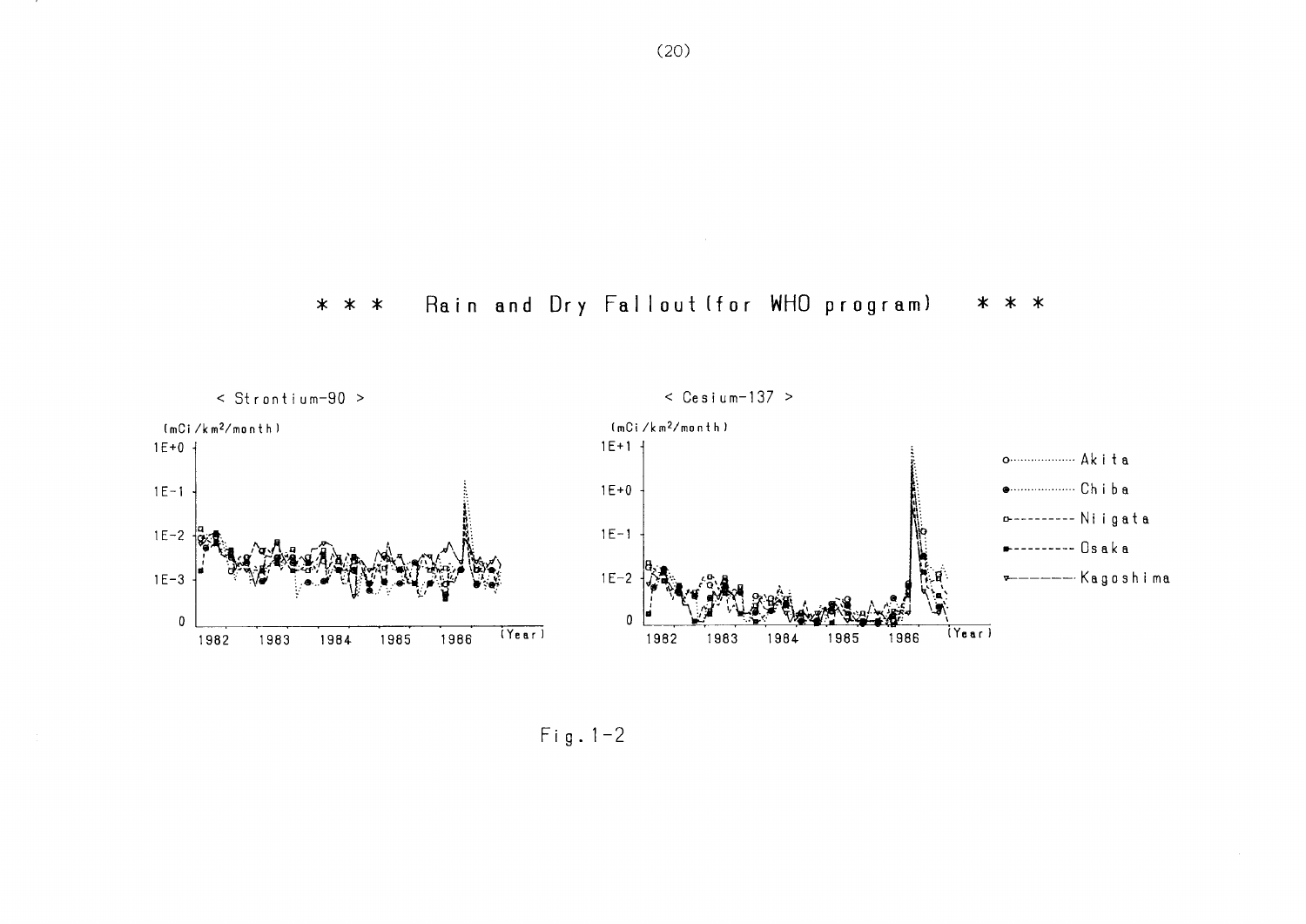# * * * Rain and Dry Fallout (for WHO program) * * *

< Strontium-90 >

< Cesium-137 >

Fig. 1-2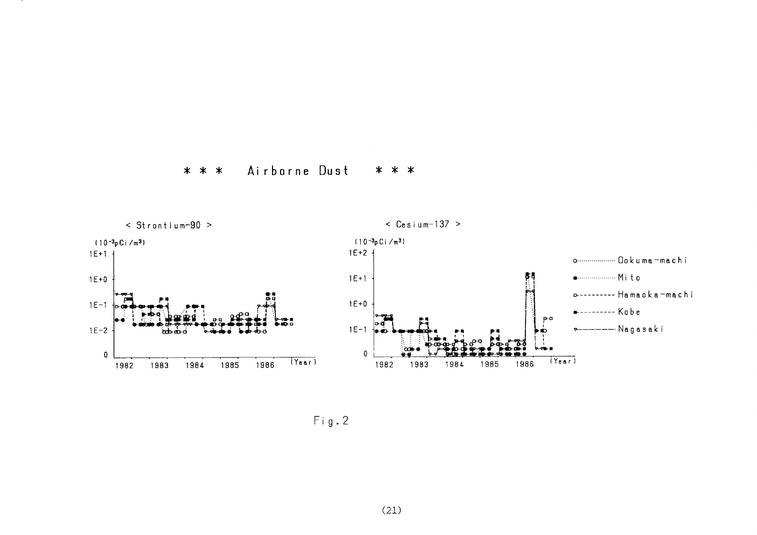*** Airborne Dust ***

< Strontium-90 >

($10^{-3}$pCi/m$^3$)

1E+1

1E+0

1E-1

1E-2

0

1982 1983 1984 1985 1986 (Year)

< Cesium-137 >

($10^{-3}$pCi/m$^3$)

1E+2

1E+1

1E+0

1E-1

0

1982 1983 1984 1985 1986 (Year)

- Ookuma-machi
- Mito
- Hamaoka-machi
- Kobe
- Nagasaki

Fig.2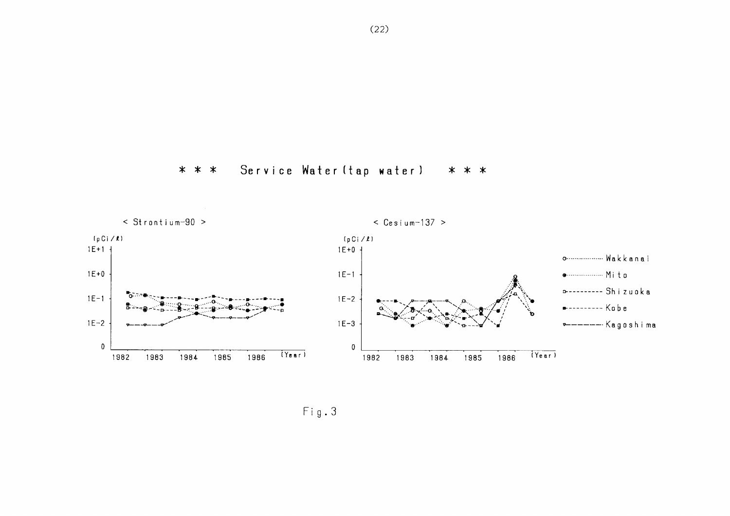\* \* \*  Service Water (tap water)  \* \* \*

< Strontium-90 >

(pCi/ℓ)

1E+1
1E+0
1E-1
1E-2
0

1982 1983 1984 1985 1986 (Year)

< Cesium-137 >

(pCi/ℓ)

1E+0
1E-1
1E-2
1E-3
0

1982 1983 1984 1985 1986 (Year)

- o········ Wakkanai
- ●········ Mito
- □- - - - Shizuoka
- ■- - - - Kobe
- ▽——— Kagoshima

Fig. 3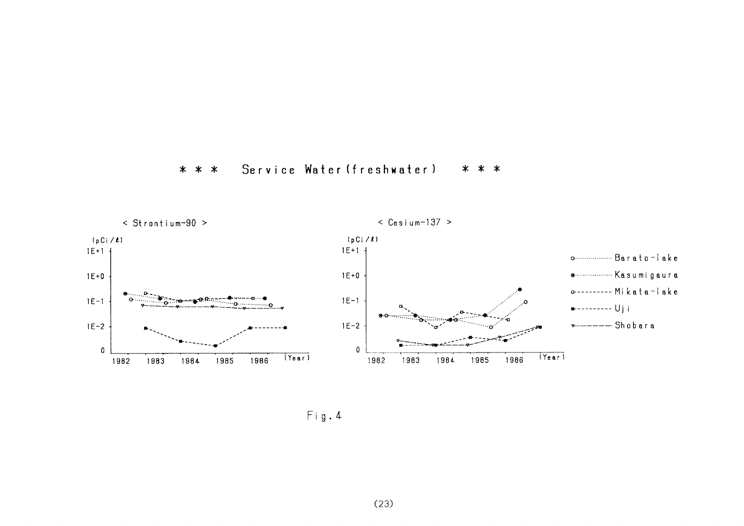# \* \* \* Service Water (freshwater) \* \* \*

< Strontium-90 >

(pCi/ℓ)

1E+1

1E+0

1E-1

1E-2

0

1982 1983 1984 1985 1986 (Year)

< Cesium-137 >

(pCi/ℓ)

1E+1

1E+0

1E-1

1E-2

0

1982 1983 1984 1985 1986 (Year)

○·········· Barato-lake

●·········· Kasumigaura

□---------- Mikata-lake

■---------- Uji

▽———— Shobara

Fig. 4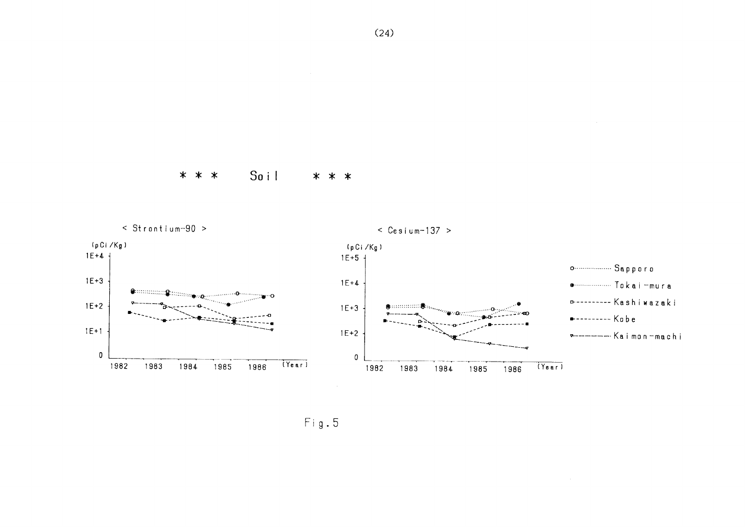\* \* \*  Soil  \* \* \*

< Strontium-90 >

(pCi/Kg)

1E+4

1E+3

1E+2

1E+1

0

1982 1983 1984 1985 1986 (Year)

< Cesium-137 >

(pCi/Kg)

1E+5

1E+4

1E+3

1E+2

0

1982 1983 1984 1985 1986 (Year)

- Sapporo
- Tokai-mura
- Kashiwazaki
- Kobe
- Kaimon-machi

Fig.5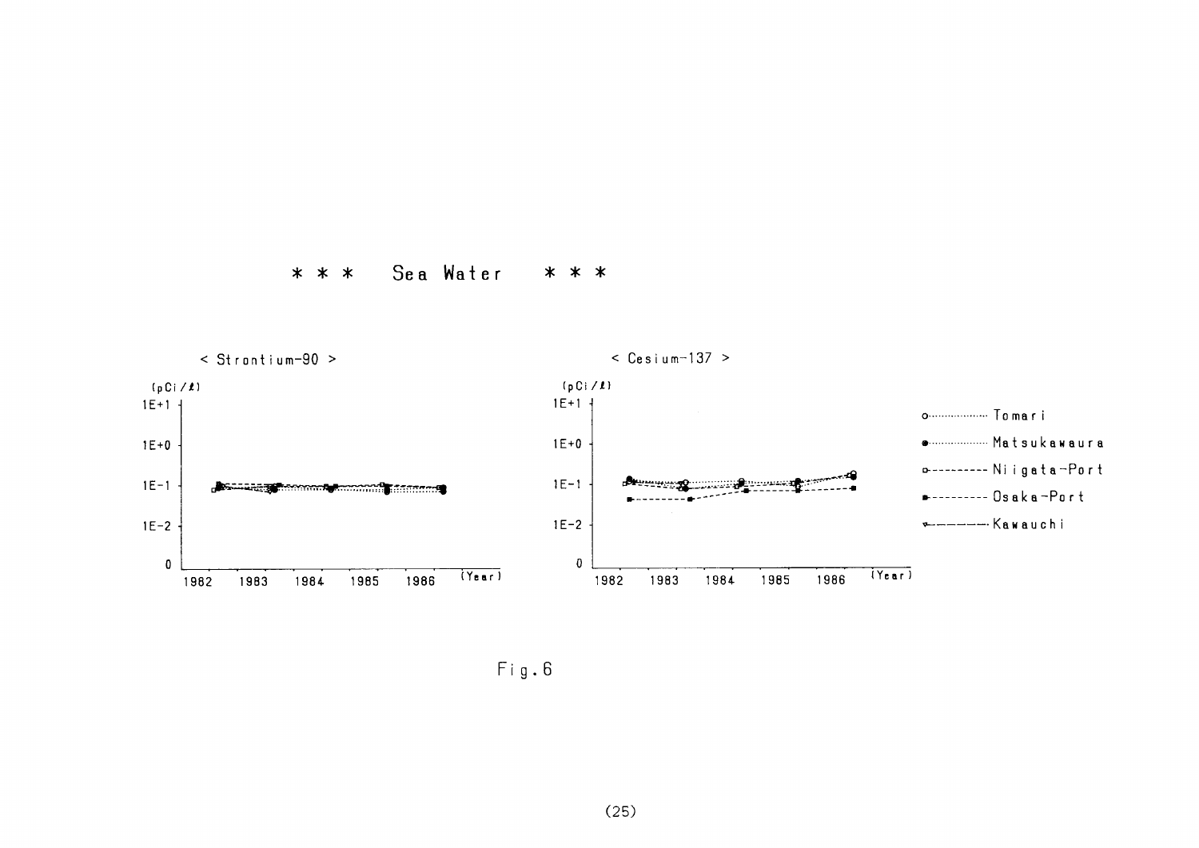## * * * Sea Water * * *

< Strontium-90 >

(pCi/ℓ)

1E+1, 1E+0, 1E-1, 1E-2, 0

1982 1983 1984 1985 1986 (Year)

< Cesium-137 >

(pCi/ℓ)

1E+1, 1E+0, 1E-1, 1E-2, 0

1982 1983 1984 1985 1986 (Year)

- Tomari
- Matsukawaura
- Niigata-Port
- Osaka-Port
- Kawauchi

Fig.6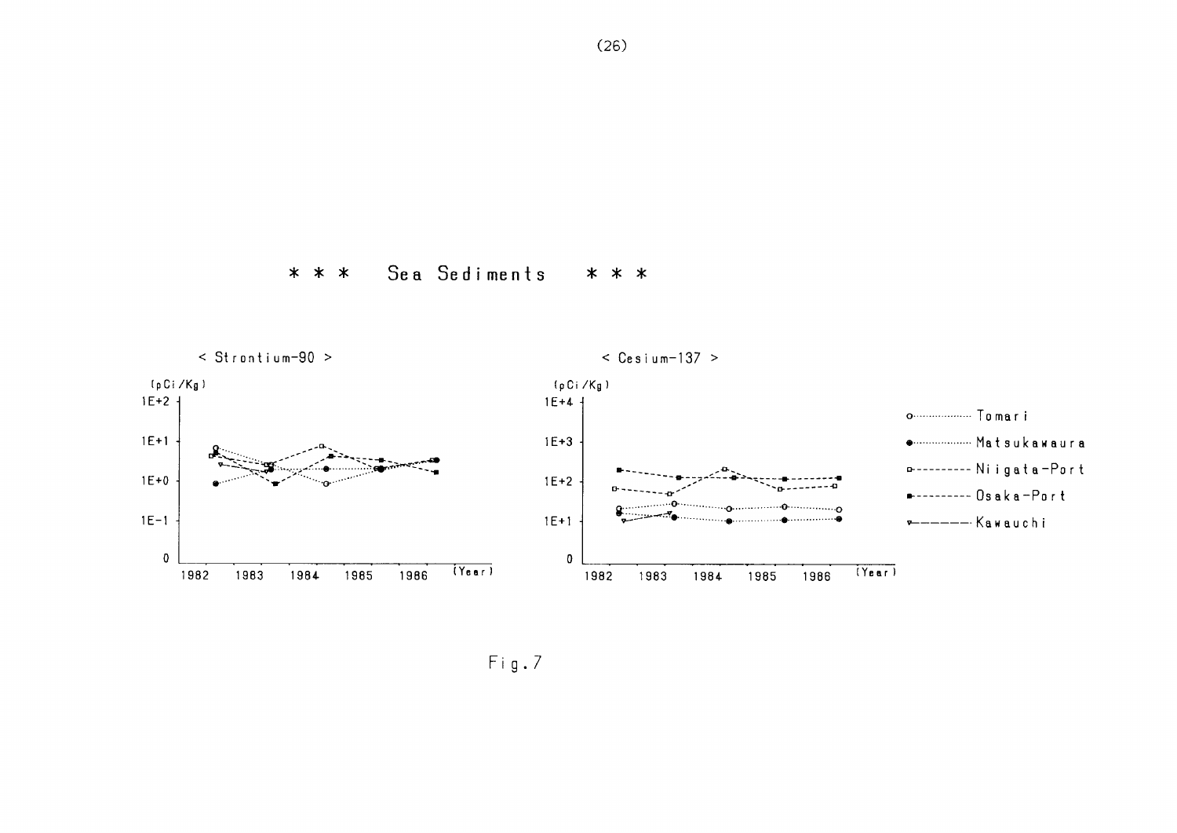# * * * Sea Sediments * * *

< Strontium-90 >

(pCi/Kg)

1E+2

1E+1

1E+0

1E-1

0

1982 1983 1984 1985 1986 (Year)

< Cesium-137 >

(pCi/Kg)

1E+4

1E+3

1E+2

1E+1

0

1982 1983 1984 1985 1986 (Year)

Tomari

Matsukawaura

Niigata-Port

Osaka-Port

Kawauchi

Fig.7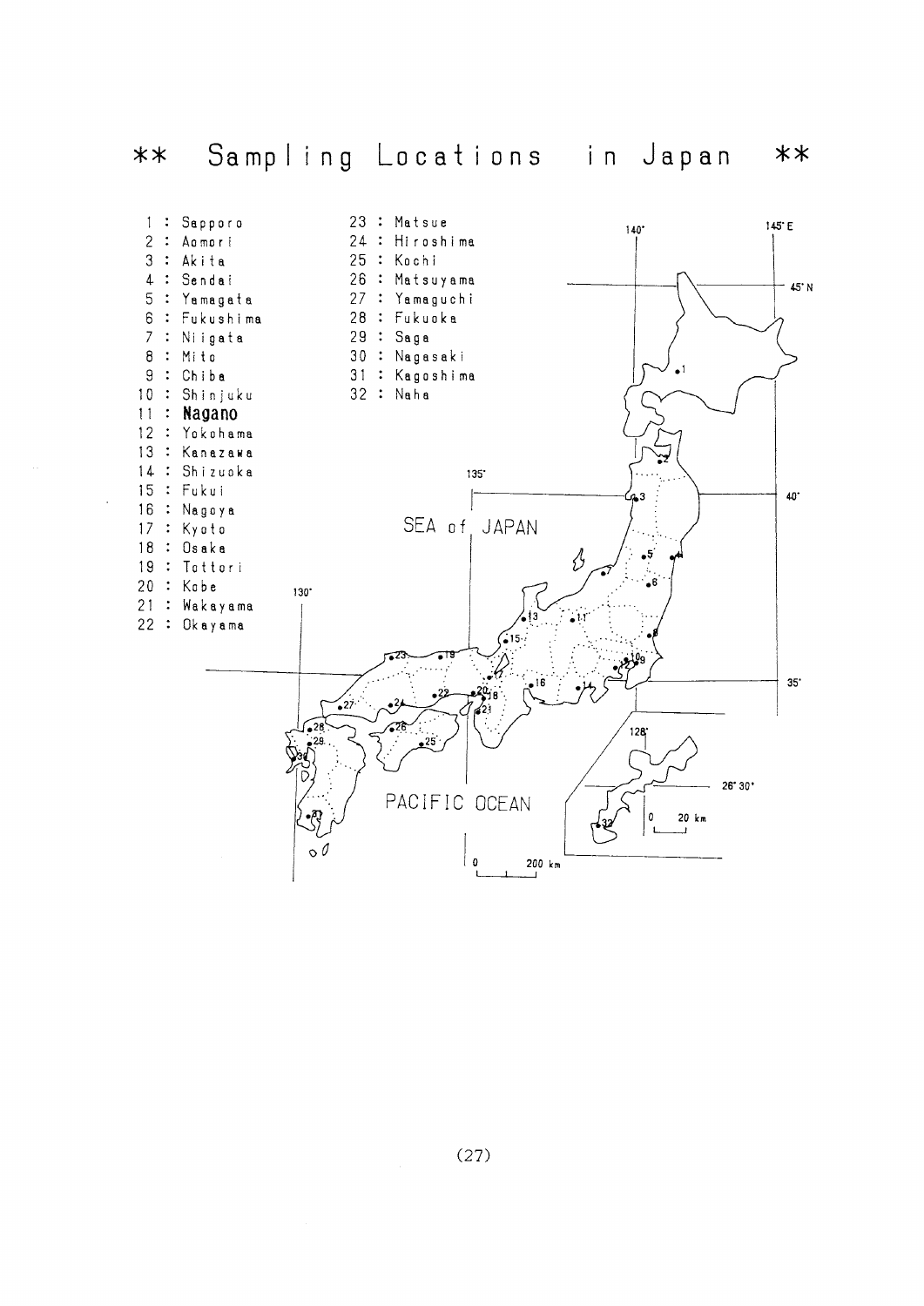# ** Sampling Locations in Japan **

1 : Sapporo
2 : Aomori
3 : Akita
4 : Sendai
5 : Yamagata
6 : Fukushima
7 : Niigata
8 : Mito
9 : Chiba
10 : Shinjuku
11 : **Nagano**
12 : Yokohama
13 : Kanazawa
14 : Shizuoka
15 : Fukui
16 : Nagoya
17 : Kyoto
18 : Osaka
19 : Tottori
20 : Kobe
21 : Wakayama
22 : Okayama
23 : Matsue
24 : Hiroshima
25 : Kochi
26 : Matsuyama
27 : Yamaguchi
28 : Fukuoka
29 : Saga
30 : Nagasaki
31 : Kagoshima
32 : Naha

SEA of JAPAN

PACIFIC OCEAN

140° 145° E 45° N 40° 35° 135° 130° 128° 26° 30°

0 200 km

0 20 km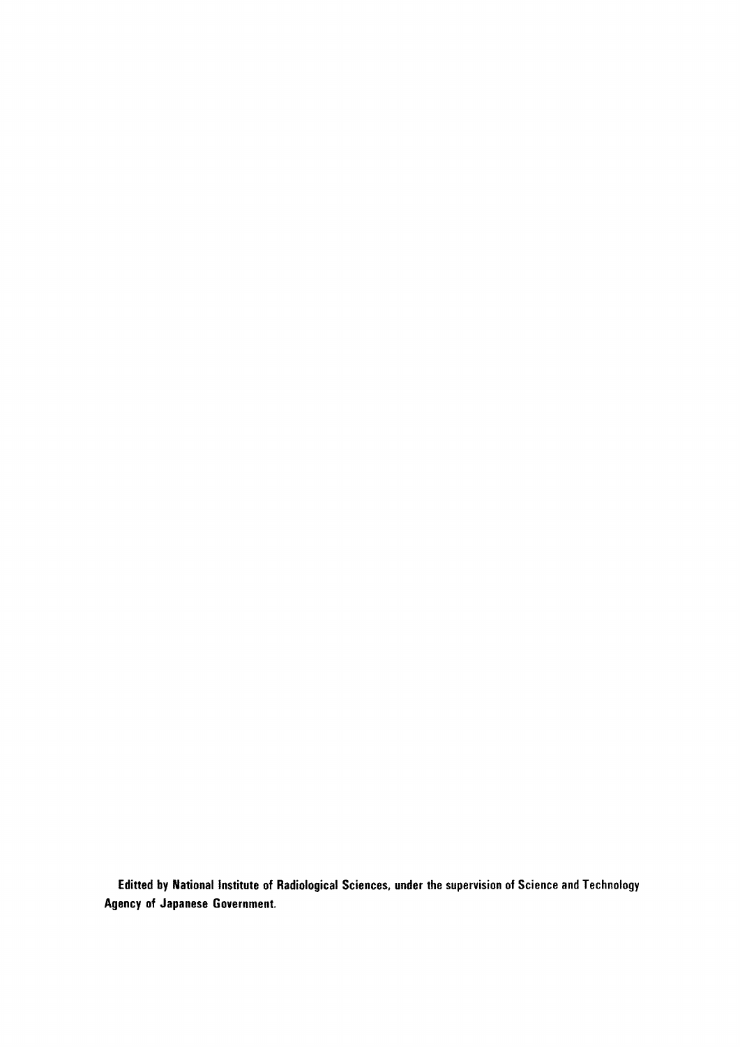**Editted by National Institute of Radiological Sciences, under the supervision of Science and Technology Agency of Japanese Government.**